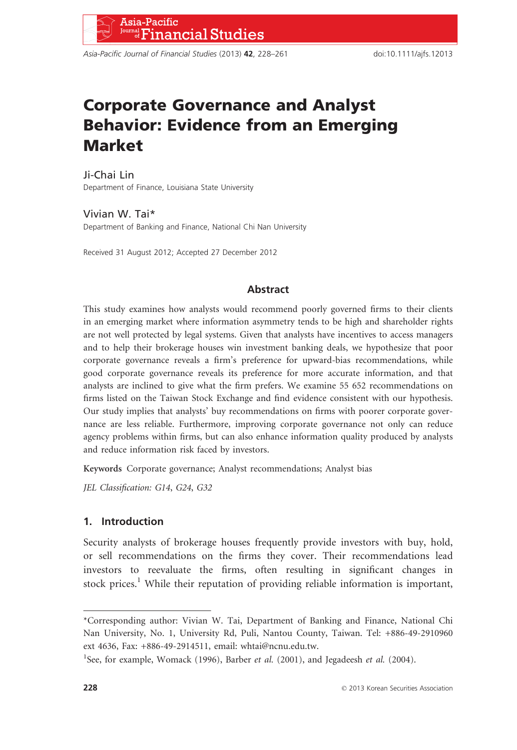# Corporate Governance and Analyst Behavior: Evidence from an Emerging Market

Ji-Chai Lin
Department of Finance, Louisiana State University

Vivian W. Tai*
Department of Banking and Finance, National Chi Nan University

Received 31 August 2012; Accepted 27 December 2012

## Abstract

This study examines how analysts would recommend poorly governed firms to their clients in an emerging market where information asymmetry tends to be high and shareholder rights are not well protected by legal systems. Given that analysts have incentives to access managers and to help their brokerage houses win investment banking deals, we hypothesize that poor corporate governance reveals a firm's preference for upward-bias recommendations, while good corporate governance reveals its preference for more accurate information, and that analysts are inclined to give what the firm prefers. We examine 55 652 recommendations on firms listed on the Taiwan Stock Exchange and find evidence consistent with our hypothesis. Our study implies that analysts' buy recommendations on firms with poorer corporate governance are less reliable. Furthermore, improving corporate governance not only can reduce agency problems within firms, but can also enhance information quality produced by analysts and reduce information risk faced by investors.

**Keywords** Corporate governance; Analyst recommendations; Analyst bias

*JEL Classification: G14, G24, G32*

## 1. Introduction

Security analysts of brokerage houses frequently provide investors with buy, hold, or sell recommendations on the firms they cover. Their recommendations lead investors to reevaluate the firms, often resulting in significant changes in stock prices.[1] While their reputation of providing reliable information is important,

---

*Corresponding author: Vivian W. Tai, Department of Banking and Finance, National Chi Nan University, No. 1, University Rd, Puli, Nantou County, Taiwan. Tel: +886-49-2910960 ext 4636, Fax: +886-49-2914511, email: whtai@ncnu.edu.tw.

[1]See, for example, Womack (1996), Barber *et al.* (2001), and Jegadeesh *et al.* (2004).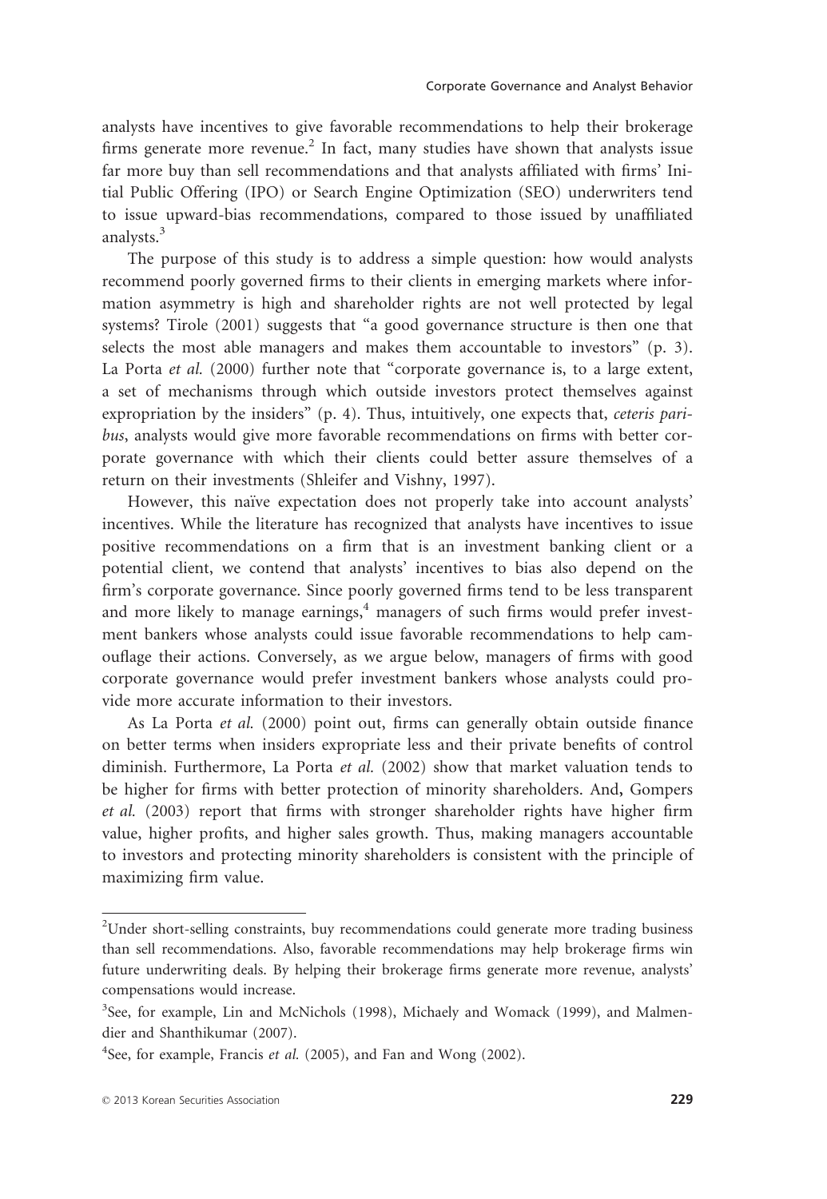analysts have incentives to give favorable recommendations to help their brokerage firms generate more revenue.[2] In fact, many studies have shown that analysts issue far more buy than sell recommendations and that analysts affiliated with firms' Initial Public Offering (IPO) or Search Engine Optimization (SEO) underwriters tend to issue upward-bias recommendations, compared to those issued by unaffiliated analysts.[3]

The purpose of this study is to address a simple question: how would analysts recommend poorly governed firms to their clients in emerging markets where information asymmetry is high and shareholder rights are not well protected by legal systems? Tirole (2001) suggests that "a good governance structure is then one that selects the most able managers and makes them accountable to investors" (p. 3). La Porta *et al.* (2000) further note that "corporate governance is, to a large extent, a set of mechanisms through which outside investors protect themselves against expropriation by the insiders" (p. 4). Thus, intuitively, one expects that, *ceteris paribus*, analysts would give more favorable recommendations on firms with better corporate governance with which their clients could better assure themselves of a return on their investments (Shleifer and Vishny, 1997).

However, this naïve expectation does not properly take into account analysts' incentives. While the literature has recognized that analysts have incentives to issue positive recommendations on a firm that is an investment banking client or a potential client, we contend that analysts' incentives to bias also depend on the firm's corporate governance. Since poorly governed firms tend to be less transparent and more likely to manage earnings,[4] managers of such firms would prefer investment bankers whose analysts could issue favorable recommendations to help camouflage their actions. Conversely, as we argue below, managers of firms with good corporate governance would prefer investment bankers whose analysts could provide more accurate information to their investors.

As La Porta *et al.* (2000) point out, firms can generally obtain outside finance on better terms when insiders expropriate less and their private benefits of control diminish. Furthermore, La Porta *et al.* (2002) show that market valuation tends to be higher for firms with better protection of minority shareholders. And, Gompers *et al.* (2003) report that firms with stronger shareholder rights have higher firm value, higher profits, and higher sales growth. Thus, making managers accountable to investors and protecting minority shareholders is consistent with the principle of maximizing firm value.

---

[2]Under short-selling constraints, buy recommendations could generate more trading business than sell recommendations. Also, favorable recommendations may help brokerage firms win future underwriting deals. By helping their brokerage firms generate more revenue, analysts' compensations would increase.

[3]See, for example, Lin and McNichols (1998), Michaely and Womack (1999), and Malmendier and Shanthikumar (2007).

[4]See, for example, Francis *et al.* (2005), and Fan and Wong (2002).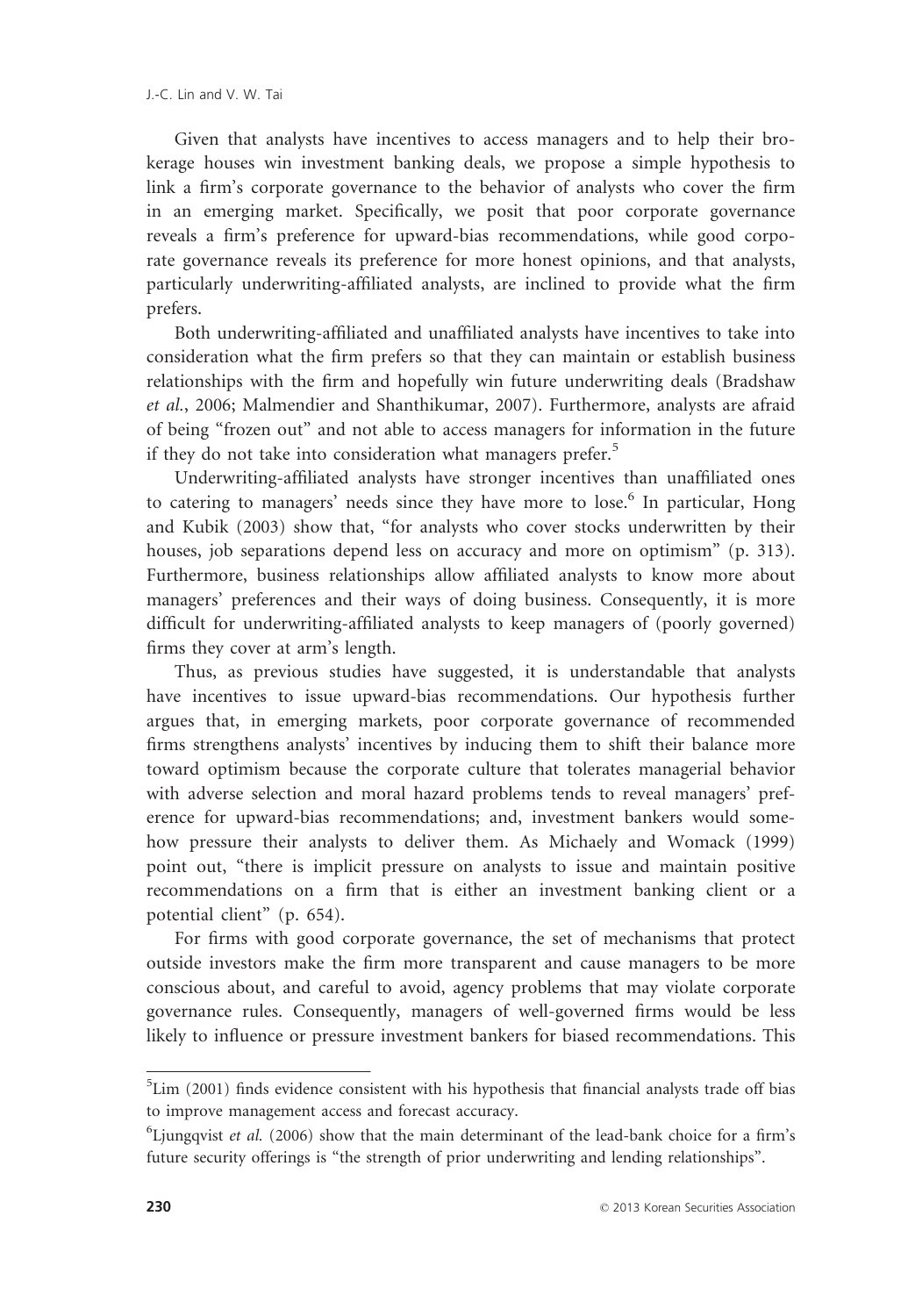Given that analysts have incentives to access managers and to help their brokerage houses win investment banking deals, we propose a simple hypothesis to link a firm's corporate governance to the behavior of analysts who cover the firm in an emerging market. Specifically, we posit that poor corporate governance reveals a firm's preference for upward-bias recommendations, while good corporate governance reveals its preference for more honest opinions, and that analysts, particularly underwriting-affiliated analysts, are inclined to provide what the firm prefers.

Both underwriting-affiliated and unaffiliated analysts have incentives to take into consideration what the firm prefers so that they can maintain or establish business relationships with the firm and hopefully win future underwriting deals (Bradshaw *et al.*, 2006; Malmendier and Shanthikumar, 2007). Furthermore, analysts are afraid of being "frozen out" and not able to access managers for information in the future if they do not take into consideration what managers prefer.[5]

Underwriting-affiliated analysts have stronger incentives than unaffiliated ones to catering to managers' needs since they have more to lose.[6] In particular, Hong and Kubik (2003) show that, "for analysts who cover stocks underwritten by their houses, job separations depend less on accuracy and more on optimism" (p. 313). Furthermore, business relationships allow affiliated analysts to know more about managers' preferences and their ways of doing business. Consequently, it is more difficult for underwriting-affiliated analysts to keep managers of (poorly governed) firms they cover at arm's length.

Thus, as previous studies have suggested, it is understandable that analysts have incentives to issue upward-bias recommendations. Our hypothesis further argues that, in emerging markets, poor corporate governance of recommended firms strengthens analysts' incentives by inducing them to shift their balance more toward optimism because the corporate culture that tolerates managerial behavior with adverse selection and moral hazard problems tends to reveal managers' preference for upward-bias recommendations; and, investment bankers would somehow pressure their analysts to deliver them. As Michaely and Womack (1999) point out, "there is implicit pressure on analysts to issue and maintain positive recommendations on a firm that is either an investment banking client or a potential client" (p. 654).

For firms with good corporate governance, the set of mechanisms that protect outside investors make the firm more transparent and cause managers to be more conscious about, and careful to avoid, agency problems that may violate corporate governance rules. Consequently, managers of well-governed firms would be less likely to influence or pressure investment bankers for biased recommendations. This

---

[5] Lim (2001) finds evidence consistent with his hypothesis that financial analysts trade off bias to improve management access and forecast accuracy.

[6] Ljungqvist *et al.* (2006) show that the main determinant of the lead-bank choice for a firm's future security offerings is "the strength of prior underwriting and lending relationships".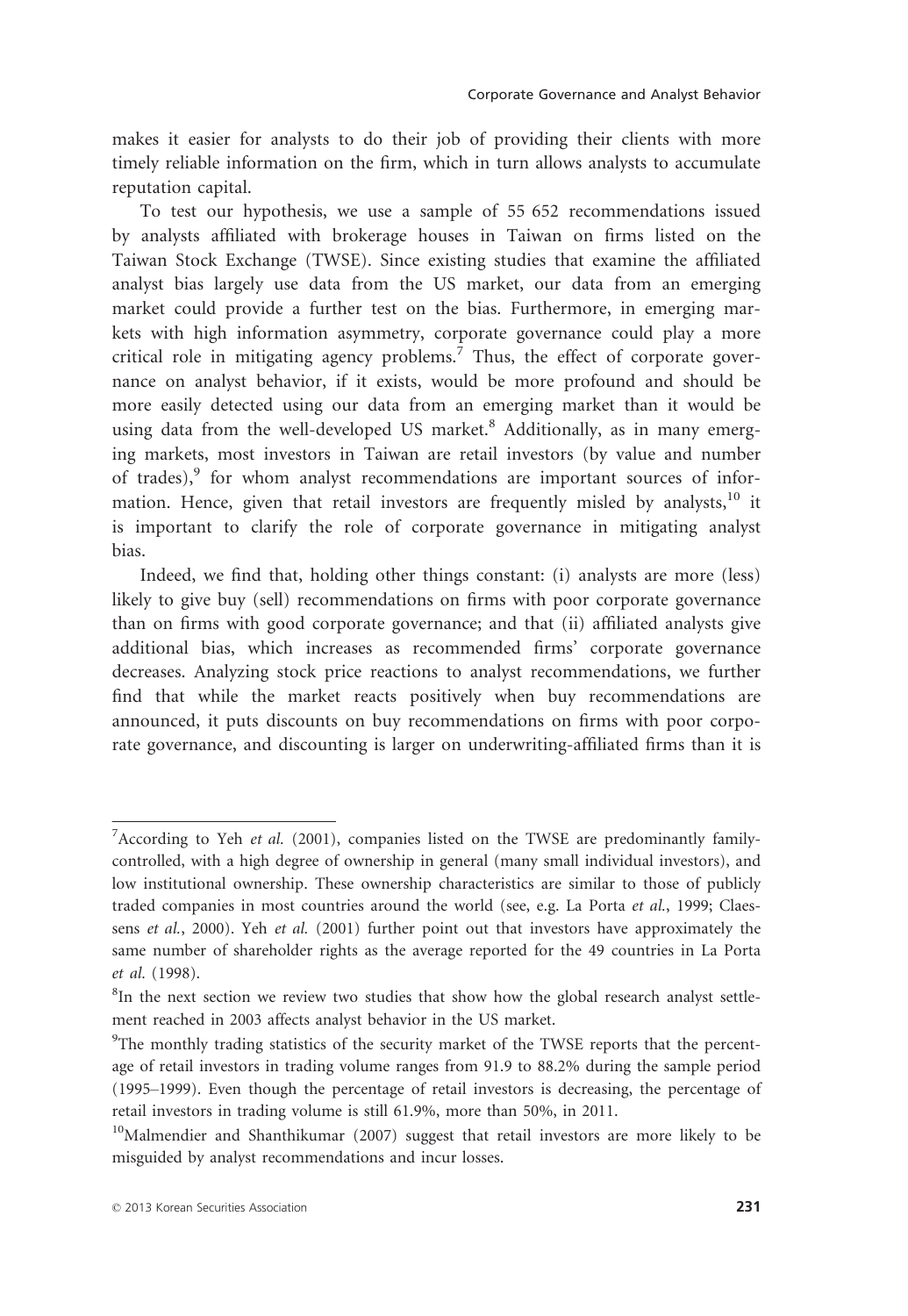makes it easier for analysts to do their job of providing their clients with more timely reliable information on the firm, which in turn allows analysts to accumulate reputation capital.

To test our hypothesis, we use a sample of 55 652 recommendations issued by analysts affiliated with brokerage houses in Taiwan on firms listed on the Taiwan Stock Exchange (TWSE). Since existing studies that examine the affiliated analyst bias largely use data from the US market, our data from an emerging market could provide a further test on the bias. Furthermore, in emerging markets with high information asymmetry, corporate governance could play a more critical role in mitigating agency problems.[7] Thus, the effect of corporate governance on analyst behavior, if it exists, would be more profound and should be more easily detected using our data from an emerging market than it would be using data from the well-developed US market.[8] Additionally, as in many emerging markets, most investors in Taiwan are retail investors (by value and number of trades),[9] for whom analyst recommendations are important sources of information. Hence, given that retail investors are frequently misled by analysts,[10] it is important to clarify the role of corporate governance in mitigating analyst bias.

Indeed, we find that, holding other things constant: (i) analysts are more (less) likely to give buy (sell) recommendations on firms with poor corporate governance than on firms with good corporate governance; and that (ii) affiliated analysts give additional bias, which increases as recommended firms' corporate governance decreases. Analyzing stock price reactions to analyst recommendations, we further find that while the market reacts positively when buy recommendations are announced, it puts discounts on buy recommendations on firms with poor corporate governance, and discounting is larger on underwriting-affiliated firms than it is

[7]According to Yeh *et al.* (2001), companies listed on the TWSE are predominantly family-controlled, with a high degree of ownership in general (many small individual investors), and low institutional ownership. These ownership characteristics are similar to those of publicly traded companies in most countries around the world (see, e.g. La Porta *et al.*, 1999; Claessens *et al.*, 2000). Yeh *et al.* (2001) further point out that investors have approximately the same number of shareholder rights as the average reported for the 49 countries in La Porta *et al.* (1998).

[8]In the next section we review two studies that show how the global research analyst settlement reached in 2003 affects analyst behavior in the US market.

[9]The monthly trading statistics of the security market of the TWSE reports that the percentage of retail investors in trading volume ranges from 91.9 to 88.2% during the sample period (1995–1999). Even though the percentage of retail investors is decreasing, the percentage of retail investors in trading volume is still 61.9%, more than 50%, in 2011.

[10]Malmendier and Shanthikumar (2007) suggest that retail investors are more likely to be misguided by analyst recommendations and incur losses.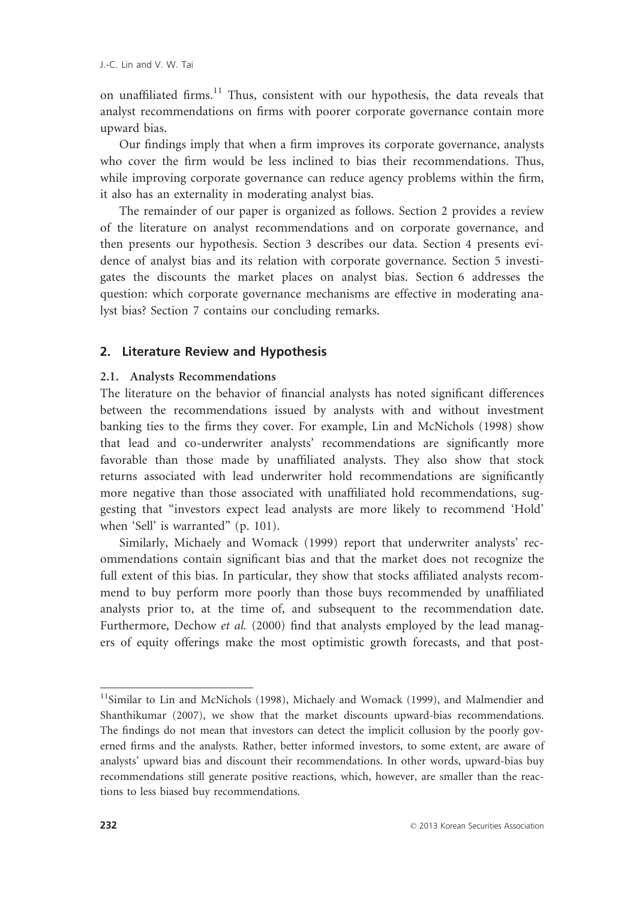on unaffiliated firms.[11] Thus, consistent with our hypothesis, the data reveals that analyst recommendations on firms with poorer corporate governance contain more upward bias.

Our findings imply that when a firm improves its corporate governance, analysts who cover the firm would be less inclined to bias their recommendations. Thus, while improving corporate governance can reduce agency problems within the firm, it also has an externality in moderating analyst bias.

The remainder of our paper is organized as follows. Section 2 provides a review of the literature on analyst recommendations and on corporate governance, and then presents our hypothesis. Section 3 describes our data. Section 4 presents evidence of analyst bias and its relation with corporate governance. Section 5 investigates the discounts the market places on analyst bias. Section 6 addresses the question: which corporate governance mechanisms are effective in moderating analyst bias? Section 7 contains our concluding remarks.

## 2. Literature Review and Hypothesis

### 2.1. Analysts Recommendations

The literature on the behavior of financial analysts has noted significant differences between the recommendations issued by analysts with and without investment banking ties to the firms they cover. For example, Lin and McNichols (1998) show that lead and co-underwriter analysts' recommendations are significantly more favorable than those made by unaffiliated analysts. They also show that stock returns associated with lead underwriter hold recommendations are significantly more negative than those associated with unaffiliated hold recommendations, suggesting that "investors expect lead analysts are more likely to recommend 'Hold' when 'Sell' is warranted" (p. 101).

Similarly, Michaely and Womack (1999) report that underwriter analysts' recommendations contain significant bias and that the market does not recognize the full extent of this bias. In particular, they show that stocks affiliated analysts recommend to buy perform more poorly than those buys recommended by unaffiliated analysts prior to, at the time of, and subsequent to the recommendation date. Furthermore, Dechow *et al.* (2000) find that analysts employed by the lead managers of equity offerings make the most optimistic growth forecasts, and that post-

[11] Similar to Lin and McNichols (1998), Michaely and Womack (1999), and Malmendier and Shanthikumar (2007), we show that the market discounts upward-bias recommendations. The findings do not mean that investors can detect the implicit collusion by the poorly governed firms and the analysts. Rather, better informed investors, to some extent, are aware of analysts' upward bias and discount their recommendations. In other words, upward-bias buy recommendations still generate positive reactions, which, however, are smaller than the reactions to less biased buy recommendations.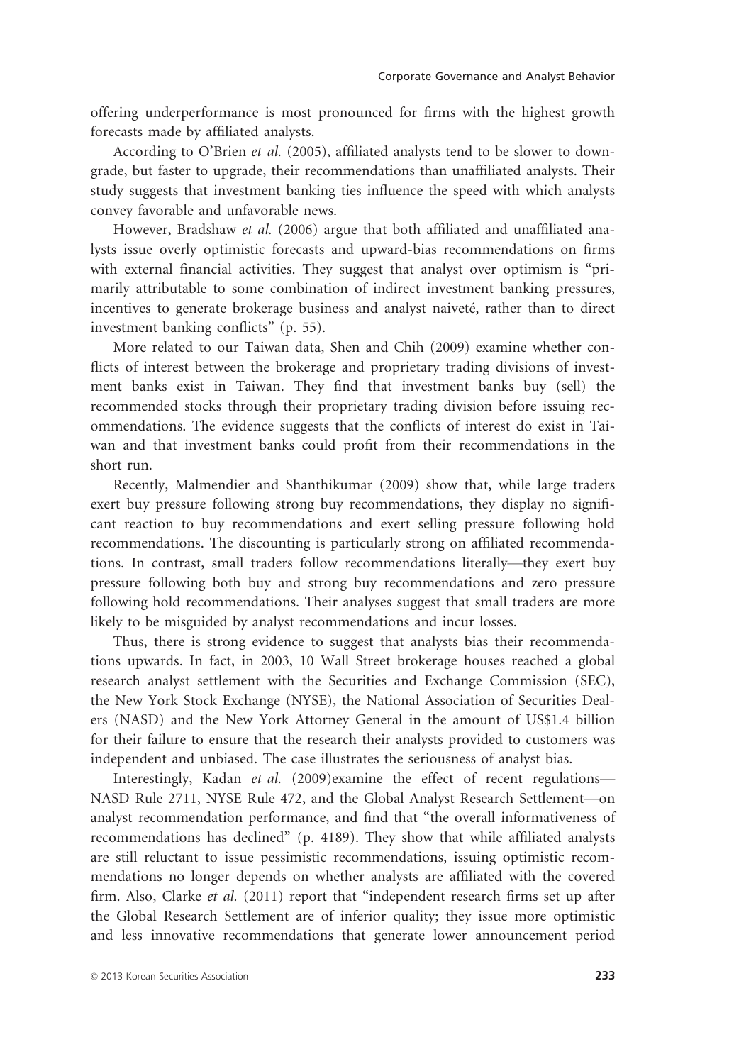offering underperformance is most pronounced for firms with the highest growth forecasts made by affiliated analysts.

According to O'Brien *et al.* (2005), affiliated analysts tend to be slower to downgrade, but faster to upgrade, their recommendations than unaffiliated analysts. Their study suggests that investment banking ties influence the speed with which analysts convey favorable and unfavorable news.

However, Bradshaw *et al.* (2006) argue that both affiliated and unaffiliated analysts issue overly optimistic forecasts and upward-bias recommendations on firms with external financial activities. They suggest that analyst over optimism is "primarily attributable to some combination of indirect investment banking pressures, incentives to generate brokerage business and analyst naiveté, rather than to direct investment banking conflicts" (p. 55).

More related to our Taiwan data, Shen and Chih (2009) examine whether conflicts of interest between the brokerage and proprietary trading divisions of investment banks exist in Taiwan. They find that investment banks buy (sell) the recommended stocks through their proprietary trading division before issuing recommendations. The evidence suggests that the conflicts of interest do exist in Taiwan and that investment banks could profit from their recommendations in the short run.

Recently, Malmendier and Shanthikumar (2009) show that, while large traders exert buy pressure following strong buy recommendations, they display no significant reaction to buy recommendations and exert selling pressure following hold recommendations. The discounting is particularly strong on affiliated recommendations. In contrast, small traders follow recommendations literally—they exert buy pressure following both buy and strong buy recommendations and zero pressure following hold recommendations. Their analyses suggest that small traders are more likely to be misguided by analyst recommendations and incur losses.

Thus, there is strong evidence to suggest that analysts bias their recommendations upwards. In fact, in 2003, 10 Wall Street brokerage houses reached a global research analyst settlement with the Securities and Exchange Commission (SEC), the New York Stock Exchange (NYSE), the National Association of Securities Dealers (NASD) and the New York Attorney General in the amount of US$1.4 billion for their failure to ensure that the research their analysts provided to customers was independent and unbiased. The case illustrates the seriousness of analyst bias.

Interestingly, Kadan *et al.* (2009)examine the effect of recent regulations—NASD Rule 2711, NYSE Rule 472, and the Global Analyst Research Settlement—on analyst recommendation performance, and find that "the overall informativeness of recommendations has declined" (p. 4189). They show that while affiliated analysts are still reluctant to issue pessimistic recommendations, issuing optimistic recommendations no longer depends on whether analysts are affiliated with the covered firm. Also, Clarke *et al.* (2011) report that "independent research firms set up after the Global Research Settlement are of inferior quality; they issue more optimistic and less innovative recommendations that generate lower announcement period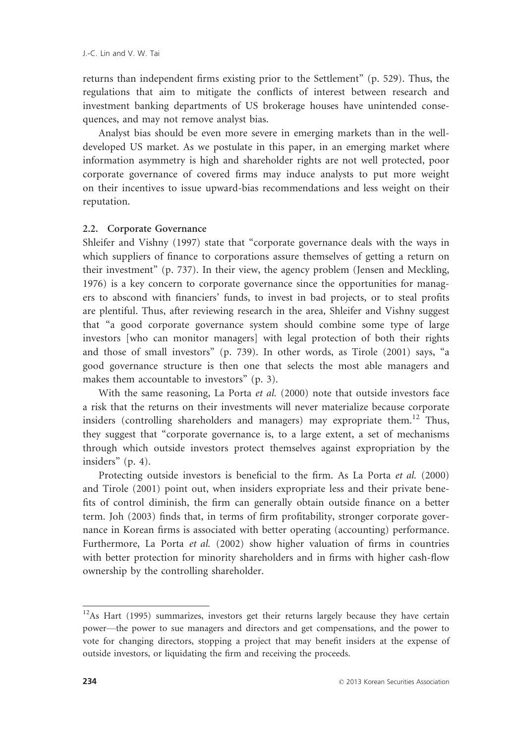returns than independent firms existing prior to the Settlement" (p. 529). Thus, the regulations that aim to mitigate the conflicts of interest between research and investment banking departments of US brokerage houses have unintended consequences, and may not remove analyst bias.

Analyst bias should be even more severe in emerging markets than in the well-developed US market. As we postulate in this paper, in an emerging market where information asymmetry is high and shareholder rights are not well protected, poor corporate governance of covered firms may induce analysts to put more weight on their incentives to issue upward-bias recommendations and less weight on their reputation.

### 2.2. Corporate Governance

Shleifer and Vishny (1997) state that "corporate governance deals with the ways in which suppliers of finance to corporations assure themselves of getting a return on their investment" (p. 737). In their view, the agency problem (Jensen and Meckling, 1976) is a key concern to corporate governance since the opportunities for managers to abscond with financiers' funds, to invest in bad projects, or to steal profits are plentiful. Thus, after reviewing research in the area, Shleifer and Vishny suggest that "a good corporate governance system should combine some type of large investors [who can monitor managers] with legal protection of both their rights and those of small investors" (p. 739). In other words, as Tirole (2001) says, "a good governance structure is then one that selects the most able managers and makes them accountable to investors" (p. 3).

With the same reasoning, La Porta *et al.* (2000) note that outside investors face a risk that the returns on their investments will never materialize because corporate insiders (controlling shareholders and managers) may expropriate them.[12] Thus, they suggest that "corporate governance is, to a large extent, a set of mechanisms through which outside investors protect themselves against expropriation by the insiders" (p. 4).

Protecting outside investors is beneficial to the firm. As La Porta *et al.* (2000) and Tirole (2001) point out, when insiders expropriate less and their private benefits of control diminish, the firm can generally obtain outside finance on a better term. Joh (2003) finds that, in terms of firm profitability, stronger corporate governance in Korean firms is associated with better operating (accounting) performance. Furthermore, La Porta *et al.* (2002) show higher valuation of firms in countries with better protection for minority shareholders and in firms with higher cash-flow ownership by the controlling shareholder.

---

[12] As Hart (1995) summarizes, investors get their returns largely because they have certain power—the power to sue managers and directors and get compensations, and the power to vote for changing directors, stopping a project that may benefit insiders at the expense of outside investors, or liquidating the firm and receiving the proceeds.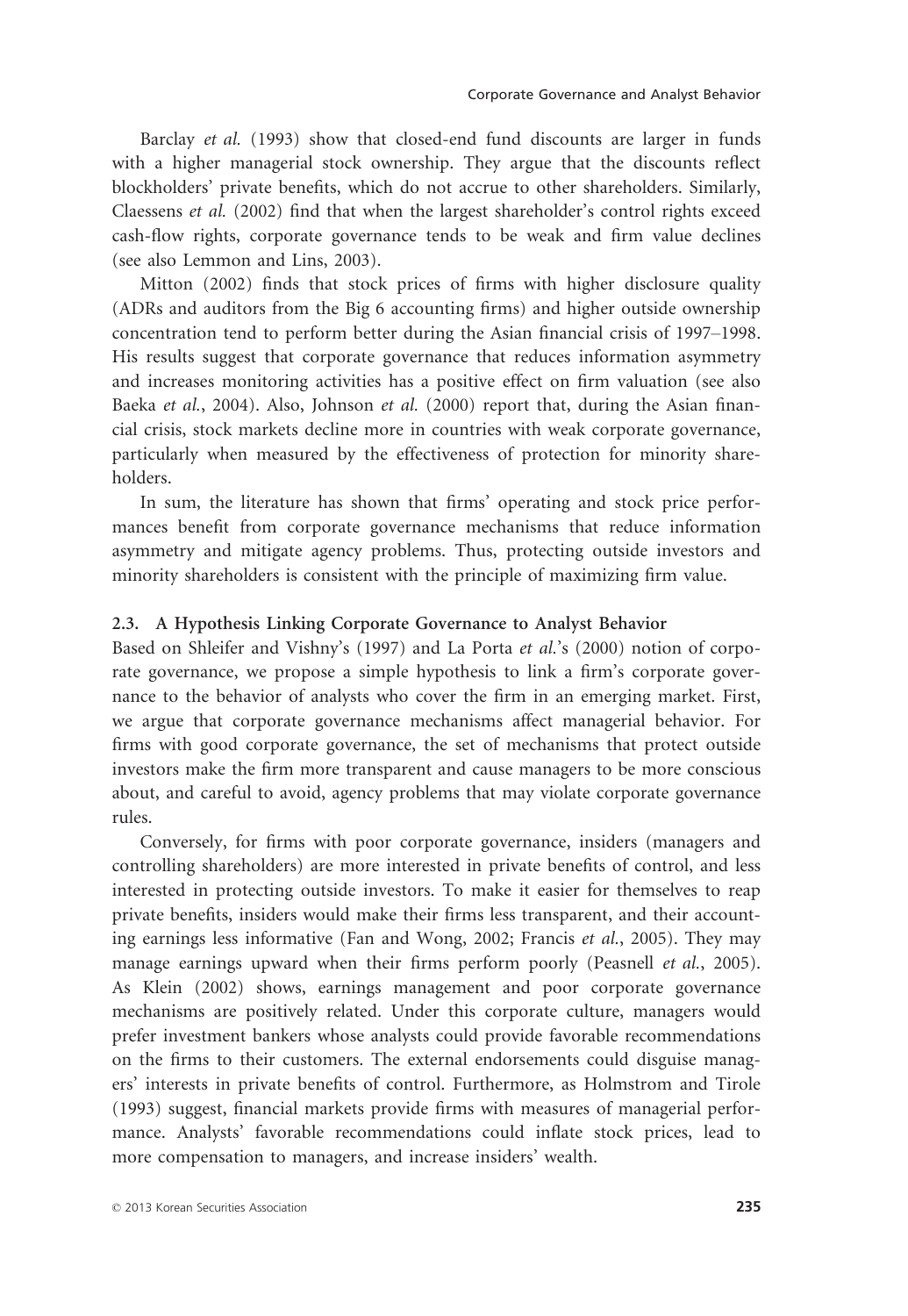Barclay *et al.* (1993) show that closed-end fund discounts are larger in funds with a higher managerial stock ownership. They argue that the discounts reflect blockholders' private benefits, which do not accrue to other shareholders. Similarly, Claessens *et al.* (2002) find that when the largest shareholder's control rights exceed cash-flow rights, corporate governance tends to be weak and firm value declines (see also Lemmon and Lins, 2003).

Mitton (2002) finds that stock prices of firms with higher disclosure quality (ADRs and auditors from the Big 6 accounting firms) and higher outside ownership concentration tend to perform better during the Asian financial crisis of 1997–1998. His results suggest that corporate governance that reduces information asymmetry and increases monitoring activities has a positive effect on firm valuation (see also Baeka *et al.*, 2004). Also, Johnson *et al.* (2000) report that, during the Asian financial crisis, stock markets decline more in countries with weak corporate governance, particularly when measured by the effectiveness of protection for minority shareholders.

In sum, the literature has shown that firms' operating and stock price performances benefit from corporate governance mechanisms that reduce information asymmetry and mitigate agency problems. Thus, protecting outside investors and minority shareholders is consistent with the principle of maximizing firm value.

### 2.3. A Hypothesis Linking Corporate Governance to Analyst Behavior

Based on Shleifer and Vishny's (1997) and La Porta *et al.*'s (2000) notion of corporate governance, we propose a simple hypothesis to link a firm's corporate governance to the behavior of analysts who cover the firm in an emerging market. First, we argue that corporate governance mechanisms affect managerial behavior. For firms with good corporate governance, the set of mechanisms that protect outside investors make the firm more transparent and cause managers to be more conscious about, and careful to avoid, agency problems that may violate corporate governance rules.

Conversely, for firms with poor corporate governance, insiders (managers and controlling shareholders) are more interested in private benefits of control, and less interested in protecting outside investors. To make it easier for themselves to reap private benefits, insiders would make their firms less transparent, and their accounting earnings less informative (Fan and Wong, 2002; Francis *et al.*, 2005). They may manage earnings upward when their firms perform poorly (Peasnell *et al.*, 2005). As Klein (2002) shows, earnings management and poor corporate governance mechanisms are positively related. Under this corporate culture, managers would prefer investment bankers whose analysts could provide favorable recommendations on the firms to their customers. The external endorsements could disguise managers' interests in private benefits of control. Furthermore, as Holmstrom and Tirole (1993) suggest, financial markets provide firms with measures of managerial performance. Analysts' favorable recommendations could inflate stock prices, lead to more compensation to managers, and increase insiders' wealth.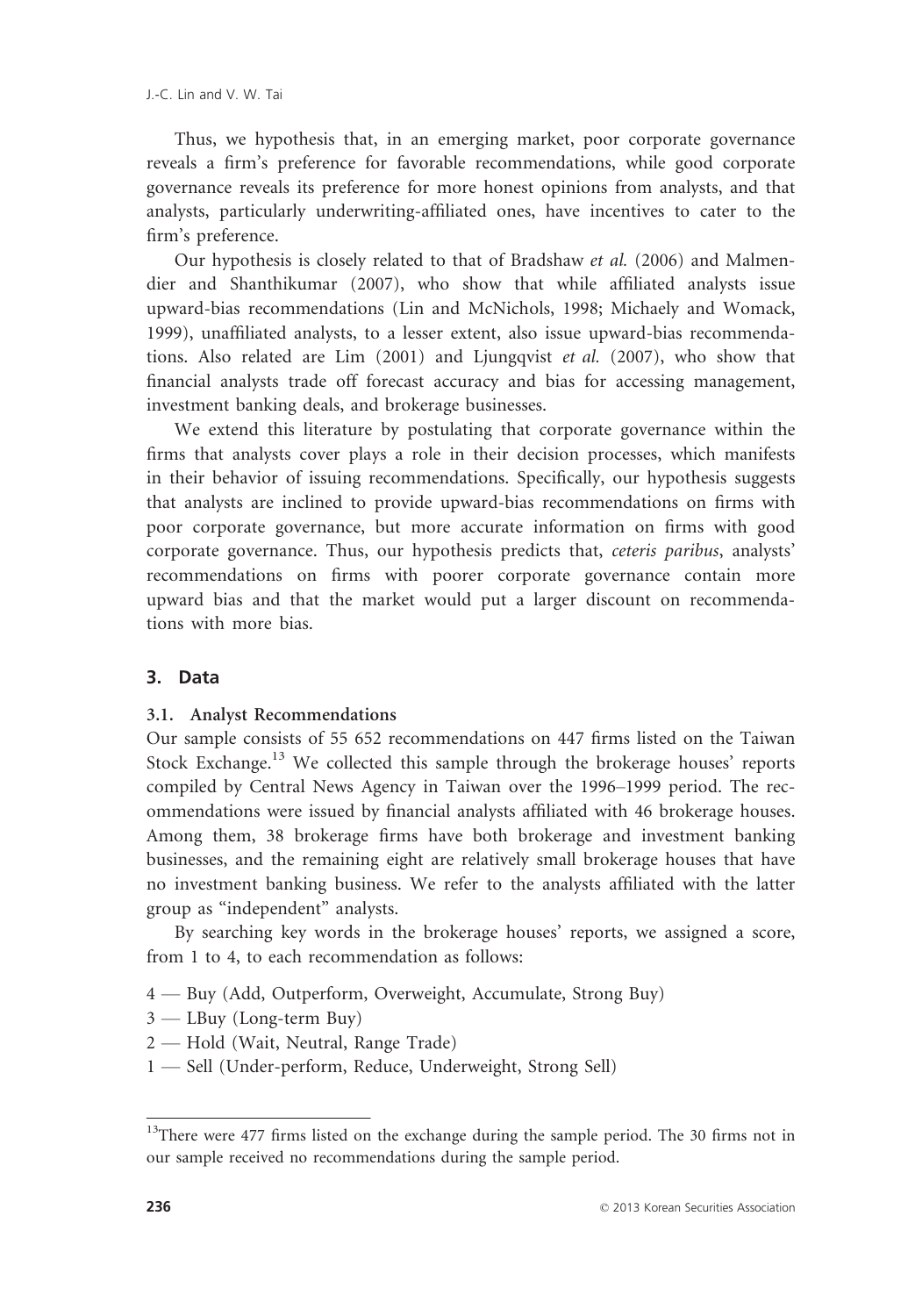Thus, we hypothesis that, in an emerging market, poor corporate governance reveals a firm's preference for favorable recommendations, while good corporate governance reveals its preference for more honest opinions from analysts, and that analysts, particularly underwriting-affiliated ones, have incentives to cater to the firm's preference.

Our hypothesis is closely related to that of Bradshaw *et al.* (2006) and Malmendier and Shanthikumar (2007), who show that while affiliated analysts issue upward-bias recommendations (Lin and McNichols, 1998; Michaely and Womack, 1999), unaffiliated analysts, to a lesser extent, also issue upward-bias recommendations. Also related are Lim (2001) and Ljungqvist *et al.* (2007), who show that financial analysts trade off forecast accuracy and bias for accessing management, investment banking deals, and brokerage businesses.

We extend this literature by postulating that corporate governance within the firms that analysts cover plays a role in their decision processes, which manifests in their behavior of issuing recommendations. Specifically, our hypothesis suggests that analysts are inclined to provide upward-bias recommendations on firms with poor corporate governance, but more accurate information on firms with good corporate governance. Thus, our hypothesis predicts that, *ceteris paribus*, analysts' recommendations on firms with poorer corporate governance contain more upward bias and that the market would put a larger discount on recommendations with more bias.

## 3. Data

### 3.1. Analyst Recommendations

Our sample consists of 55 652 recommendations on 447 firms listed on the Taiwan Stock Exchange.[13] We collected this sample through the brokerage houses' reports compiled by Central News Agency in Taiwan over the 1996–1999 period. The recommendations were issued by financial analysts affiliated with 46 brokerage houses. Among them, 38 brokerage firms have both brokerage and investment banking businesses, and the remaining eight are relatively small brokerage houses that have no investment banking business. We refer to the analysts affiliated with the latter group as "independent" analysts.

By searching key words in the brokerage houses' reports, we assigned a score, from 1 to 4, to each recommendation as follows:

4 — Buy (Add, Outperform, Overweight, Accumulate, Strong Buy)
3 — LBuy (Long-term Buy)
2 — Hold (Wait, Neutral, Range Trade)
1 — Sell (Under-perform, Reduce, Underweight, Strong Sell)

[13] There were 477 firms listed on the exchange during the sample period. The 30 firms not in our sample received no recommendations during the sample period.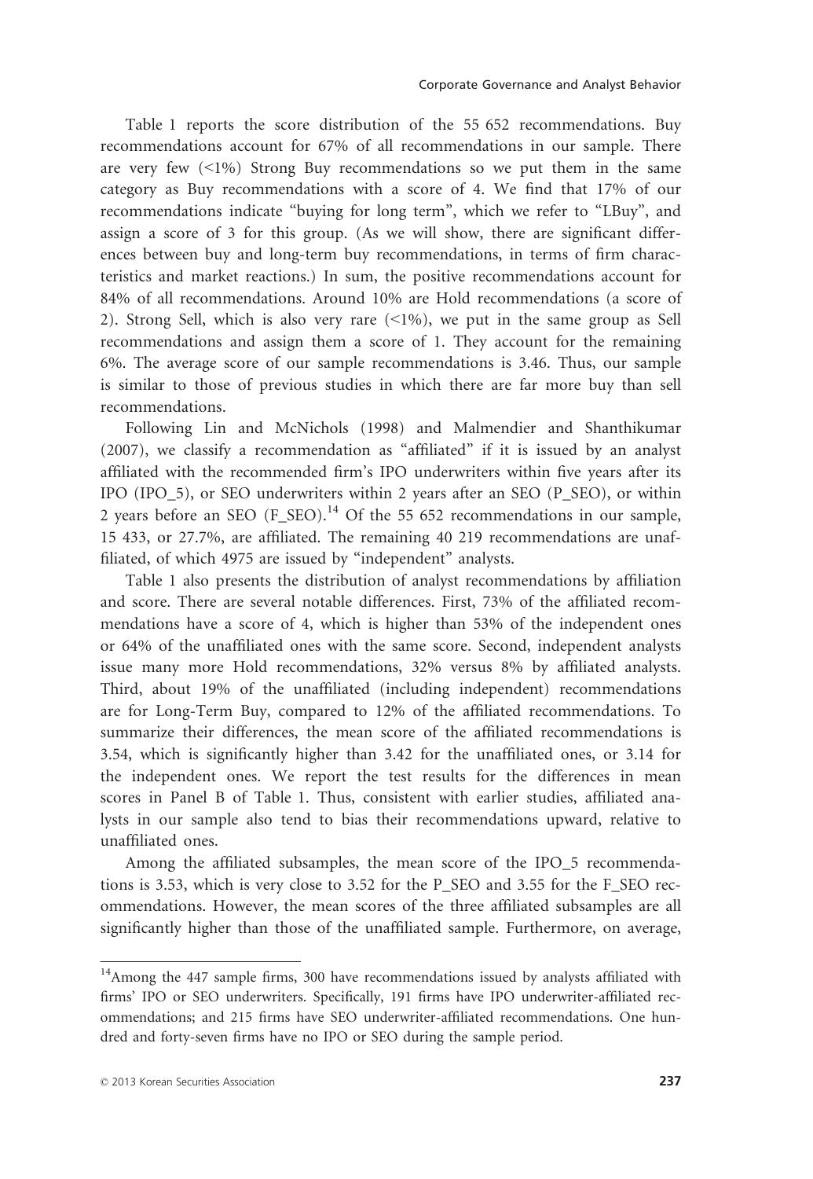Table 1 reports the score distribution of the 55 652 recommendations. Buy recommendations account for 67% of all recommendations in our sample. There are very few (<1%) Strong Buy recommendations so we put them in the same category as Buy recommendations with a score of 4. We find that 17% of our recommendations indicate "buying for long term", which we refer to "LBuy", and assign a score of 3 for this group. (As we will show, there are significant differences between buy and long-term buy recommendations, in terms of firm characteristics and market reactions.) In sum, the positive recommendations account for 84% of all recommendations. Around 10% are Hold recommendations (a score of 2). Strong Sell, which is also very rare (<1%), we put in the same group as Sell recommendations and assign them a score of 1. They account for the remaining 6%. The average score of our sample recommendations is 3.46. Thus, our sample is similar to those of previous studies in which there are far more buy than sell recommendations.

Following Lin and McNichols (1998) and Malmendier and Shanthikumar (2007), we classify a recommendation as "affiliated" if it is issued by an analyst affiliated with the recommended firm's IPO underwriters within five years after its IPO (IPO_5), or SEO underwriters within 2 years after an SEO (P_SEO), or within 2 years before an SEO (F_SEO).[14] Of the 55 652 recommendations in our sample, 15 433, or 27.7%, are affiliated. The remaining 40 219 recommendations are unaffiliated, of which 4975 are issued by "independent" analysts.

Table 1 also presents the distribution of analyst recommendations by affiliation and score. There are several notable differences. First, 73% of the affiliated recommendations have a score of 4, which is higher than 53% of the independent ones or 64% of the unaffiliated ones with the same score. Second, independent analysts issue many more Hold recommendations, 32% versus 8% by affiliated analysts. Third, about 19% of the unaffiliated (including independent) recommendations are for Long-Term Buy, compared to 12% of the affiliated recommendations. To summarize their differences, the mean score of the affiliated recommendations is 3.54, which is significantly higher than 3.42 for the unaffiliated ones, or 3.14 for the independent ones. We report the test results for the differences in mean scores in Panel B of Table 1. Thus, consistent with earlier studies, affiliated analysts in our sample also tend to bias their recommendations upward, relative to unaffiliated ones.

Among the affiliated subsamples, the mean score of the IPO_5 recommendations is 3.53, which is very close to 3.52 for the P_SEO and 3.55 for the F_SEO recommendations. However, the mean scores of the three affiliated subsamples are all significantly higher than those of the unaffiliated sample. Furthermore, on average,

[14]Among the 447 sample firms, 300 have recommendations issued by analysts affiliated with firms' IPO or SEO underwriters. Specifically, 191 firms have IPO underwriter-affiliated recommendations; and 215 firms have SEO underwriter-affiliated recommendations. One hundred and forty-seven firms have no IPO or SEO during the sample period.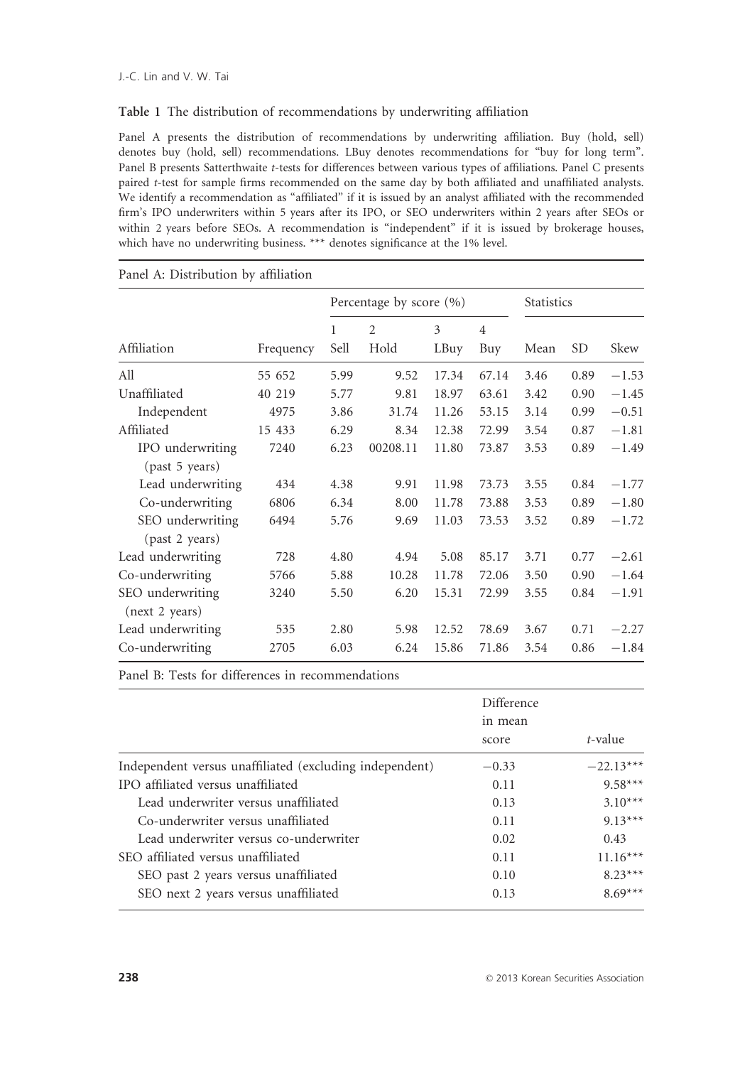**Table 1** The distribution of recommendations by underwriting affiliation

Panel A presents the distribution of recommendations by underwriting affiliation. Buy (hold, sell) denotes buy (hold, sell) recommendations. LBuy denotes recommendations for "buy for long term". Panel B presents Satterthwaite *t*-tests for differences between various types of affiliations. Panel C presents paired *t*-test for sample firms recommended on the same day by both affiliated and unaffiliated analysts. We identify a recommendation as "affiliated" if it is issued by an analyst affiliated with the recommended firm's IPO underwriters within 5 years after its IPO, or SEO underwriters within 2 years after SEOs or within 2 years before SEOs. A recommendation is "independent" if it is issued by brokerage houses, which have no underwriting business. *** denotes significance at the 1% level.

Panel A: Distribution by affiliation

| | | Percentage by score (%) | | | | Statistics | | |
|---|---|---|---|---|---|---|---|---|
| Affiliation | Frequency | 1 Sell | 2 Hold | 3 LBuy | 4 Buy | Mean | SD | Skew |
| All | 55 652 | 5.99 | 9.52 | 17.34 | 67.14 | 3.46 | 0.89 | −1.53 |
| Unaffiliated | 40 219 | 5.77 | 9.81 | 18.97 | 63.61 | 3.42 | 0.90 | −1.45 |
| Independent | 4975 | 3.86 | 31.74 | 11.26 | 53.15 | 3.14 | 0.99 | −0.51 |
| Affiliated | 15 433 | 6.29 | 8.34 | 12.38 | 72.99 | 3.54 | 0.87 | −1.81 |
| IPO underwriting (past 5 years) | 7240 | 6.23 | 00208.11 | 11.80 | 73.87 | 3.53 | 0.89 | −1.49 |
| Lead underwriting | 434 | 4.38 | 9.91 | 11.98 | 73.73 | 3.55 | 0.84 | −1.77 |
| Co-underwriting | 6806 | 6.34 | 8.00 | 11.78 | 73.88 | 3.53 | 0.89 | −1.80 |
| SEO underwriting (past 2 years) | 6494 | 5.76 | 9.69 | 11.03 | 73.53 | 3.52 | 0.89 | −1.72 |
| Lead underwriting | 728 | 4.80 | 4.94 | 5.08 | 85.17 | 3.71 | 0.77 | −2.61 |
| Co-underwriting | 5766 | 5.88 | 10.28 | 11.78 | 72.06 | 3.50 | 0.90 | −1.64 |
| SEO underwriting (next 2 years) | 3240 | 5.50 | 6.20 | 15.31 | 72.99 | 3.55 | 0.84 | −1.91 |
| Lead underwriting | 535 | 2.80 | 5.98 | 12.52 | 78.69 | 3.67 | 0.71 | −2.27 |
| Co-underwriting | 2705 | 6.03 | 6.24 | 15.86 | 71.86 | 3.54 | 0.86 | −1.84 |

Panel B: Tests for differences in recommendations

| | Difference in mean score | *t*-value |
|---|---|---|
| Independent versus unaffiliated (excluding independent) | −0.33 | −22.13*** |
| IPO affiliated versus unaffiliated | 0.11 | 9.58*** |
| Lead underwriter versus unaffiliated | 0.13 | 3.10*** |
| Co-underwriter versus unaffiliated | 0.11 | 9.13*** |
| Lead underwriter versus co-underwriter | 0.02 | 0.43 |
| SEO affiliated versus unaffiliated | 0.11 | 11.16*** |
| SEO past 2 years versus unaffiliated | 0.10 | 8.23*** |
| SEO next 2 years versus unaffiliated | 0.13 | 8.69*** |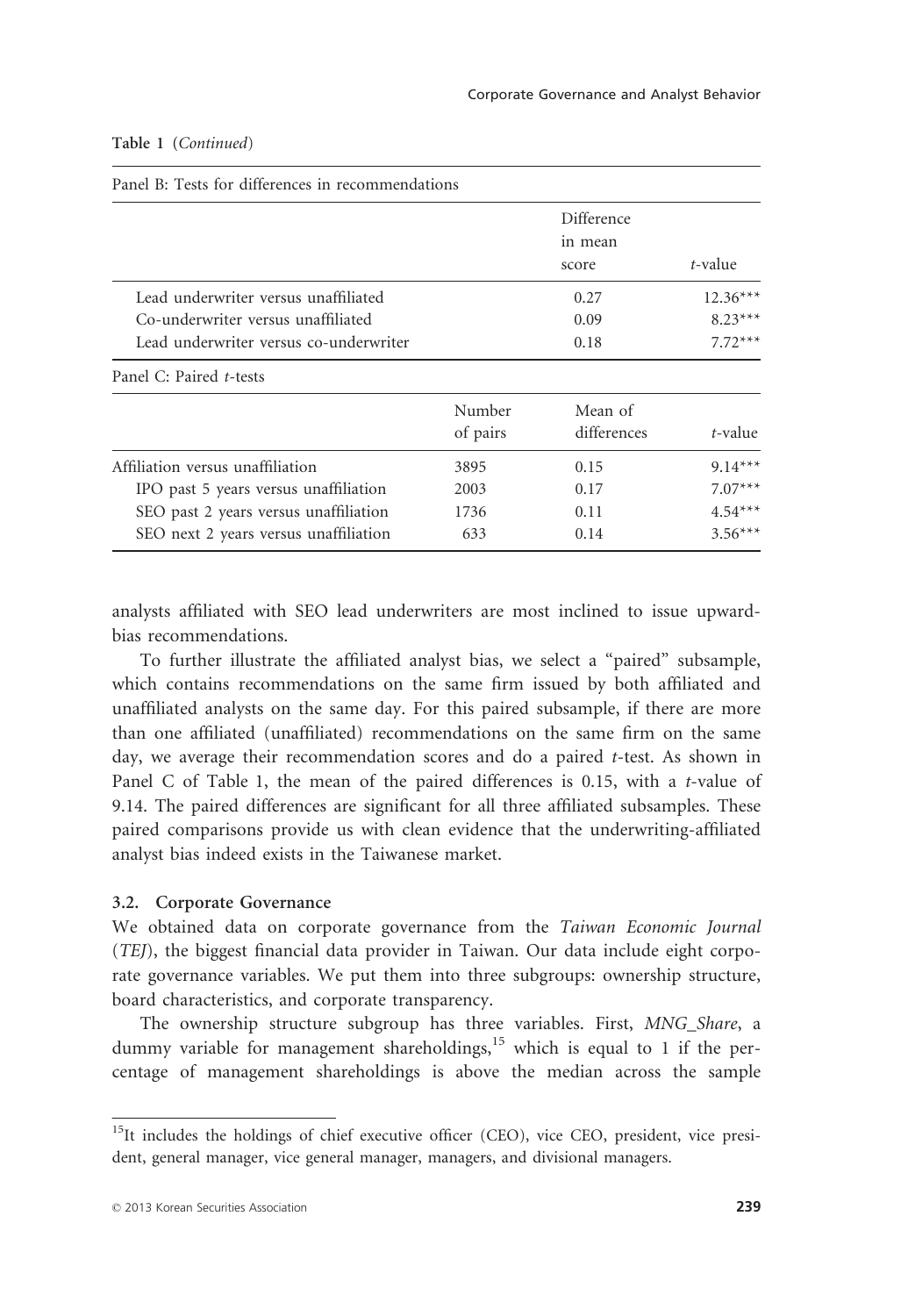Table 1 (*Continued*)

Panel B: Tests for differences in recommendations

| | Difference in mean score | *t*-value |
|---|---|---|
| Lead underwriter versus unaffiliated | 0.27 | 12.36*** |
| Co-underwriter versus unaffiliated | 0.09 | 8.23*** |
| Lead underwriter versus co-underwriter | 0.18 | 7.72*** |

Panel C: Paired *t*-tests

| | Number of pairs | Mean of differences | *t*-value |
|---|---|---|---|
| Affiliation versus unaffiliation | 3895 | 0.15 | 9.14*** |
| IPO past 5 years versus unaffiliation | 2003 | 0.17 | 7.07*** |
| SEO past 2 years versus unaffiliation | 1736 | 0.11 | 4.54*** |
| SEO next 2 years versus unaffiliation | 633 | 0.14 | 3.56*** |

analysts affiliated with SEO lead underwriters are most inclined to issue upward-bias recommendations.

To further illustrate the affiliated analyst bias, we select a "paired" subsample, which contains recommendations on the same firm issued by both affiliated and unaffiliated analysts on the same day. For this paired subsample, if there are more than one affiliated (unaffiliated) recommendations on the same firm on the same day, we average their recommendation scores and do a paired *t*-test. As shown in Panel C of Table 1, the mean of the paired differences is 0.15, with a *t*-value of 9.14. The paired differences are significant for all three affiliated subsamples. These paired comparisons provide us with clean evidence that the underwriting-affiliated analyst bias indeed exists in the Taiwanese market.

### 3.2. Corporate Governance

We obtained data on corporate governance from the *Taiwan Economic Journal* (*TEJ*), the biggest financial data provider in Taiwan. Our data include eight corporate governance variables. We put them into three subgroups: ownership structure, board characteristics, and corporate transparency.

The ownership structure subgroup has three variables. First, *MNG_Share*, a dummy variable for management shareholdings,[15] which is equal to 1 if the percentage of management shareholdings is above the median across the sample

[15]It includes the holdings of chief executive officer (CEO), vice CEO, president, vice president, general manager, vice general manager, managers, and divisional managers.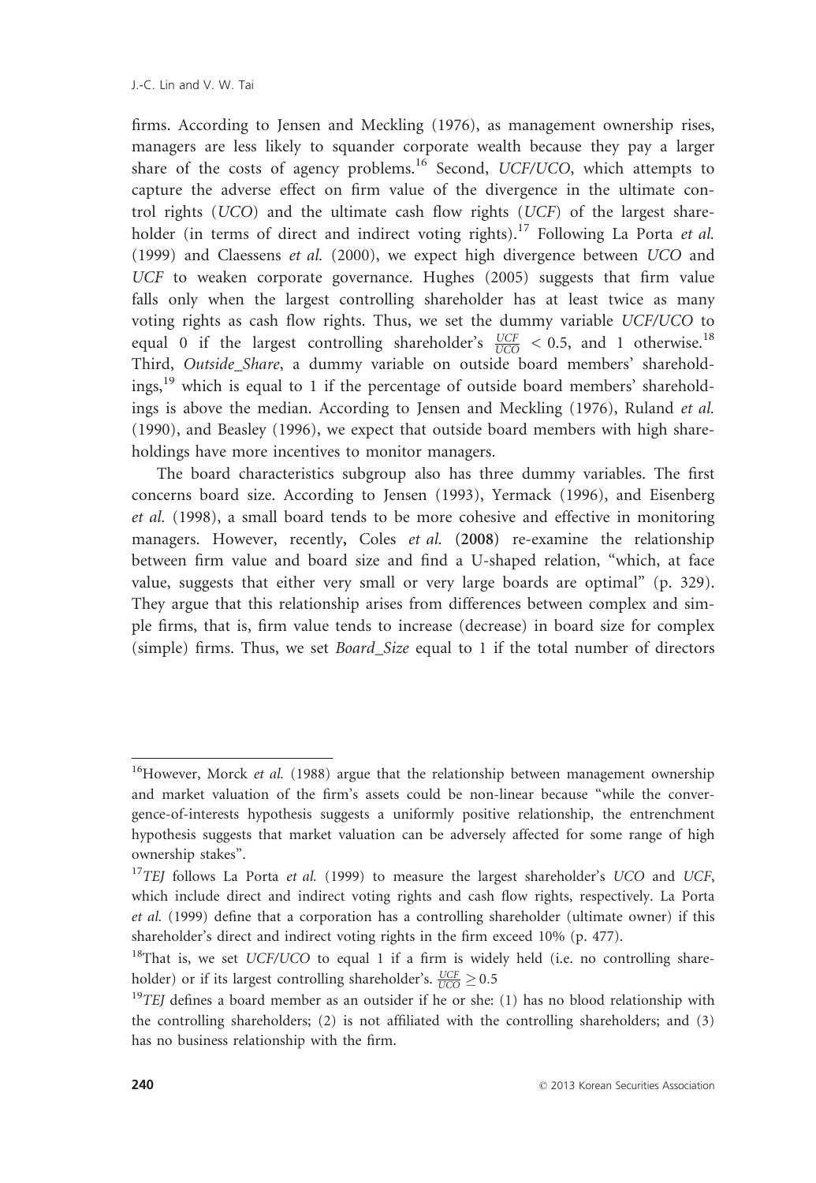firms. According to Jensen and Meckling (1976), as management ownership rises, managers are less likely to squander corporate wealth because they pay a larger share of the costs of agency problems.[16] Second, *UCF/UCO*, which attempts to capture the adverse effect on firm value of the divergence in the ultimate control rights (*UCO*) and the ultimate cash flow rights (*UCF*) of the largest shareholder (in terms of direct and indirect voting rights).[17] Following La Porta *et al.* (1999) and Claessens *et al.* (2000), we expect high divergence between *UCO* and *UCF* to weaken corporate governance. Hughes (2005) suggests that firm value falls only when the largest controlling shareholder has at least twice as many voting rights as cash flow rights. Thus, we set the dummy variable *UCF/UCO* to equal 0 if the largest controlling shareholder's $\frac{UCF}{UCO} < 0.5$, and 1 otherwise.[18] Third, *Outside_Share*, a dummy variable on outside board members' shareholdings,[19] which is equal to 1 if the percentage of outside board members' shareholdings is above the median. According to Jensen and Meckling (1976), Ruland *et al.* (1990), and Beasley (1996), we expect that outside board members with high shareholdings have more incentives to monitor managers.

The board characteristics subgroup also has three dummy variables. The first concerns board size. According to Jensen (1993), Yermack (1996), and Eisenberg *et al.* (1998), a small board tends to be more cohesive and effective in monitoring managers. However, recently, Coles *et al.* (2008) re-examine the relationship between firm value and board size and find a U-shaped relation, "which, at face value, suggests that either very small or very large boards are optimal" (p. 329). They argue that this relationship arises from differences between complex and simple firms, that is, firm value tends to increase (decrease) in board size for complex (simple) firms. Thus, we set *Board_Size* equal to 1 if the total number of directors

---

[16]However, Morck *et al.* (1988) argue that the relationship between management ownership and market valuation of the firm's assets could be non-linear because "while the convergence-of-interests hypothesis suggests a uniformly positive relationship, the entrenchment hypothesis suggests that market valuation can be adversely affected for some range of high ownership stakes".

[17]*TEJ* follows La Porta *et al.* (1999) to measure the largest shareholder's *UCO* and *UCF*, which include direct and indirect voting rights and cash flow rights, respectively. La Porta *et al.* (1999) define that a corporation has a controlling shareholder (ultimate owner) if this shareholder's direct and indirect voting rights in the firm exceed 10% (p. 477).

[18]That is, we set *UCF/UCO* to equal 1 if a firm is widely held (i.e. no controlling shareholder) or if its largest controlling shareholder's. $\frac{UCF}{UCO} \geq 0.5$

[19]*TEJ* defines a board member as an outsider if he or she: (1) has no blood relationship with the controlling shareholders; (2) is not affiliated with the controlling shareholders; and (3) has no business relationship with the firm.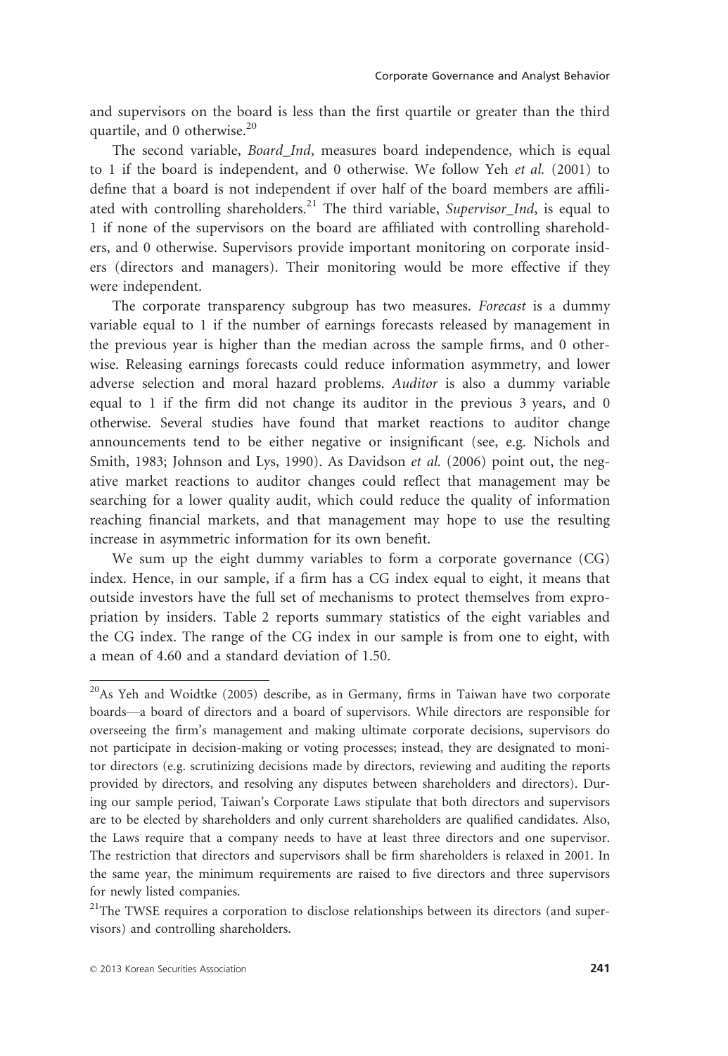and supervisors on the board is less than the first quartile or greater than the third quartile, and 0 otherwise.[20]

The second variable, *Board_Ind*, measures board independence, which is equal to 1 if the board is independent, and 0 otherwise. We follow Yeh *et al.* (2001) to define that a board is not independent if over half of the board members are affiliated with controlling shareholders.[21] The third variable, *Supervisor_Ind*, is equal to 1 if none of the supervisors on the board are affiliated with controlling shareholders, and 0 otherwise. Supervisors provide important monitoring on corporate insiders (directors and managers). Their monitoring would be more effective if they were independent.

The corporate transparency subgroup has two measures. *Forecast* is a dummy variable equal to 1 if the number of earnings forecasts released by management in the previous year is higher than the median across the sample firms, and 0 otherwise. Releasing earnings forecasts could reduce information asymmetry, and lower adverse selection and moral hazard problems. *Auditor* is also a dummy variable equal to 1 if the firm did not change its auditor in the previous 3 years, and 0 otherwise. Several studies have found that market reactions to auditor change announcements tend to be either negative or insignificant (see, e.g. Nichols and Smith, 1983; Johnson and Lys, 1990). As Davidson *et al.* (2006) point out, the negative market reactions to auditor changes could reflect that management may be searching for a lower quality audit, which could reduce the quality of information reaching financial markets, and that management may hope to use the resulting increase in asymmetric information for its own benefit.

We sum up the eight dummy variables to form a corporate governance (CG) index. Hence, in our sample, if a firm has a CG index equal to eight, it means that outside investors have the full set of mechanisms to protect themselves from expropriation by insiders. Table 2 reports summary statistics of the eight variables and the CG index. The range of the CG index in our sample is from one to eight, with a mean of 4.60 and a standard deviation of 1.50.

---

[20] As Yeh and Woidtke (2005) describe, as in Germany, firms in Taiwan have two corporate boards—a board of directors and a board of supervisors. While directors are responsible for overseeing the firm's management and making ultimate corporate decisions, supervisors do not participate in decision-making or voting processes; instead, they are designated to monitor directors (e.g. scrutinizing decisions made by directors, reviewing and auditing the reports provided by directors, and resolving any disputes between shareholders and directors). During our sample period, Taiwan's Corporate Laws stipulate that both directors and supervisors are to be elected by shareholders and only current shareholders are qualified candidates. Also, the Laws require that a company needs to have at least three directors and one supervisor. The restriction that directors and supervisors shall be firm shareholders is relaxed in 2001. In the same year, the minimum requirements are raised to five directors and three supervisors for newly listed companies.

[21] The TWSE requires a corporation to disclose relationships between its directors (and supervisors) and controlling shareholders.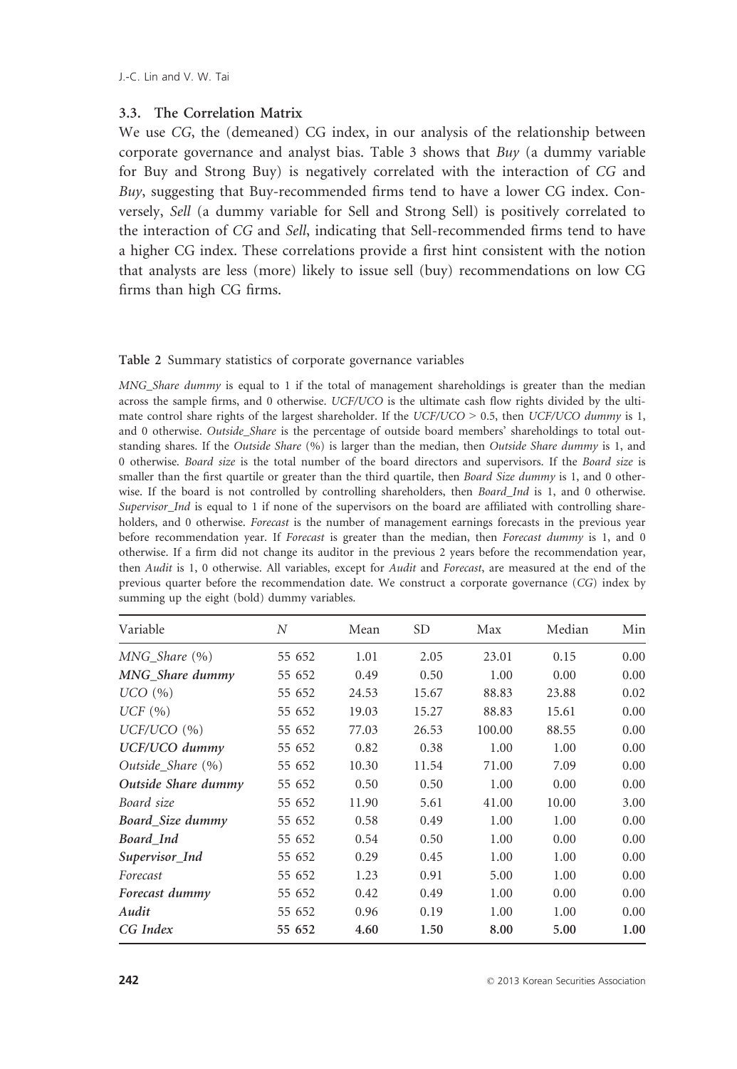### 3.3. The Correlation Matrix

We use *CG*, the (demeaned) CG index, in our analysis of the relationship between corporate governance and analyst bias. Table 3 shows that *Buy* (a dummy variable for Buy and Strong Buy) is negatively correlated with the interaction of *CG* and *Buy*, suggesting that Buy-recommended firms tend to have a lower CG index. Conversely, *Sell* (a dummy variable for Sell and Strong Sell) is positively correlated to the interaction of *CG* and *Sell*, indicating that Sell-recommended firms tend to have a higher CG index. These correlations provide a first hint consistent with the notion that analysts are less (more) likely to issue sell (buy) recommendations on low CG firms than high CG firms.

**Table 2** Summary statistics of corporate governance variables

*MNG_Share dummy* is equal to 1 if the total of management shareholdings is greater than the median across the sample firms, and 0 otherwise. *UCF/UCO* is the ultimate cash flow rights divided by the ultimate control share rights of the largest shareholder. If the *UCF/UCO* > 0.5, then *UCF/UCO dummy* is 1, and 0 otherwise. *Outside_Share* is the percentage of outside board members' shareholdings to total outstanding shares. If the *Outside Share* (%) is larger than the median, then *Outside Share dummy* is 1, and 0 otherwise. *Board size* is the total number of the board directors and supervisors. If the *Board size* is smaller than the first quartile or greater than the third quartile, then *Board Size dummy* is 1, and 0 otherwise. If the board is not controlled by controlling shareholders, then *Board_Ind* is 1, and 0 otherwise. *Supervisor_Ind* is equal to 1 if none of the supervisors on the board are affiliated with controlling shareholders, and 0 otherwise. *Forecast* is the number of management earnings forecasts in the previous year before recommendation year. If *Forecast* is greater than the median, then *Forecast dummy* is 1, and 0 otherwise. If a firm did not change its auditor in the previous 2 years before the recommendation year, then *Audit* is 1, 0 otherwise. All variables, except for *Audit* and *Forecast*, are measured at the end of the previous quarter before the recommendation date. We construct a corporate governance (*CG*) index by summing up the eight (bold) dummy variables.

| Variable | N | Mean | SD | Max | Median | Min |
|---|---|---|---|---|---|---|
| *MNG_Share* (%) | 55 652 | 1.01 | 2.05 | 23.01 | 0.15 | 0.00 |
| ***MNG_Share dummy*** | 55 652 | 0.49 | 0.50 | 1.00 | 0.00 | 0.00 |
| *UCO* (%) | 55 652 | 24.53 | 15.67 | 88.83 | 23.88 | 0.02 |
| *UCF* (%) | 55 652 | 19.03 | 15.27 | 88.83 | 15.61 | 0.00 |
| *UCF/UCO* (%) | 55 652 | 77.03 | 26.53 | 100.00 | 88.55 | 0.00 |
| ***UCF/UCO dummy*** | 55 652 | 0.82 | 0.38 | 1.00 | 1.00 | 0.00 |
| *Outside_Share* (%) | 55 652 | 10.30 | 11.54 | 71.00 | 7.09 | 0.00 |
| ***Outside Share dummy*** | 55 652 | 0.50 | 0.50 | 1.00 | 0.00 | 0.00 |
| *Board size* | 55 652 | 11.90 | 5.61 | 41.00 | 10.00 | 3.00 |
| ***Board_Size dummy*** | 55 652 | 0.58 | 0.49 | 1.00 | 1.00 | 0.00 |
| ***Board_Ind*** | 55 652 | 0.54 | 0.50 | 1.00 | 0.00 | 0.00 |
| ***Supervisor_Ind*** | 55 652 | 0.29 | 0.45 | 1.00 | 1.00 | 0.00 |
| *Forecast* | 55 652 | 1.23 | 0.91 | 5.00 | 1.00 | 0.00 |
| ***Forecast dummy*** | 55 652 | 0.42 | 0.49 | 1.00 | 0.00 | 0.00 |
| ***Audit*** | 55 652 | 0.96 | 0.19 | 1.00 | 1.00 | 0.00 |
| ***CG Index*** | **55 652** | **4.60** | **1.50** | **8.00** | **5.00** | **1.00** |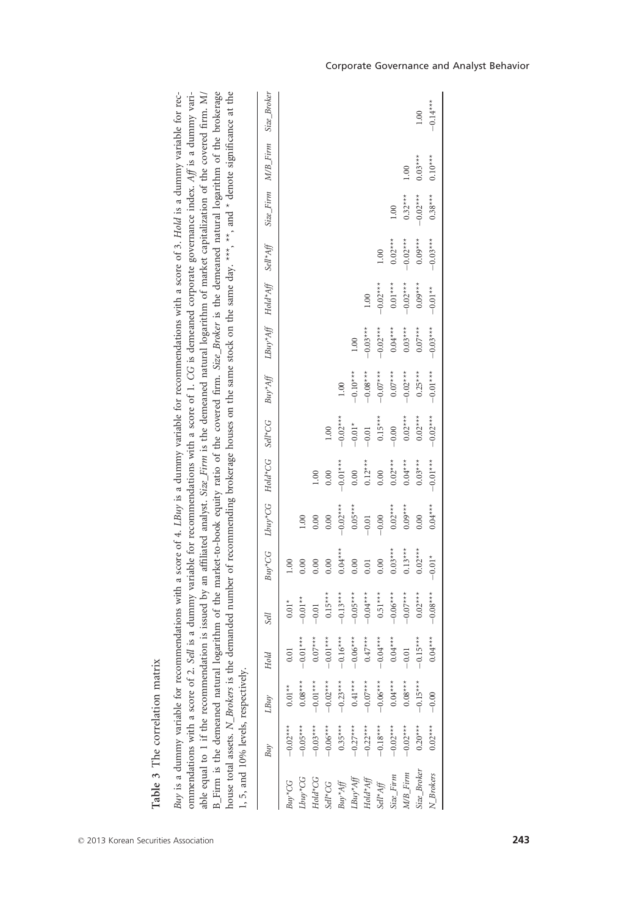**Table 3** The correlation matrix

*Buy* is a dummy variable for recommendations with a score of 4. *LBuy* is a dummy variable for recommendations with a score of 3. *Hold* is a dummy variable for recommendations with a score of 2. *Sell* is a dummy variable for recommendations with a score of 1. *CG* is demeaned corporate governance index. *Aff* is a dummy variable equal to 1 if the recommendation is issued by an affiliated analyst. *Size_Firm* is the demeaned natural logarithm of market capitalization of the covered firm. M/B_Firm is the demeaned natural logarithm of the market-to-book equity ratio of the covered firm. *Size_Broker* is the demeaned natural logarithm of the brokerage house total assets. *N_Brokers* is the demanded number of recommending brokerage houses on the same stock on the same day. ***, **, and * denote significance at the 1, 5, and 10% levels, respectively.

| | *Buy* | *LBuy* | *Hold* | *Sell* | *Buy*CG* | *Lbuy*CG* | *Hold*CG* | *Sell*CG* | *Buy*Aff* | *LBuy*Aff* | *Hold*Aff* | *Sell*Aff* | *Size_Firm* | *M/B_Firm* | *Size_Broker* |
|---|---|---|---|---|---|---|---|---|---|---|---|---|---|---|---|
| *Buy*CG* | −0.02*** | 0.01** | 0.01 | 0.01* | 1.00 | | | | | | | | | | |
| *Lbuy*CG* | −0.05*** | 0.08*** | −0.01*** | −0.01** | 0.00 | 1.00 | | | | | | | | | |
| *Hold*CG* | −0.03*** | −0.01*** | 0.07*** | −0.01 | 0.00 | 0.00 | 1.00 | | | | | | | | |
| *Sell*CG* | −0.06*** | −0.02*** | −0.01*** | 0.15*** | 0.00 | 0.00 | 0.00 | 1.00 | | | | | | | |
| *Buy*Aff* | 0.35*** | −0.23*** | −0.16*** | −0.13*** | 0.04*** | −0.02*** | −0.01*** | −0.02*** | 1.00 | | | | | | |
| *LBuy*Aff* | −0.27*** | 0.41*** | −0.06*** | −0.05*** | 0.00 | 0.05*** | 0.00 | −0.01* | −0.10*** | 1.00 | | | | | |
| *Hold*Aff* | −0.22*** | −0.07*** | 0.47*** | −0.04*** | 0.01 | −0.01 | 0.12*** | −0.01 | −0.08*** | −0.03*** | 1.00 | | | | |
| *Sell*Aff* | −0.18*** | −0.06*** | −0.04*** | 0.51*** | 0.00 | −0.00 | 0.00 | 0.15*** | −0.07*** | −0.02*** | −0.02*** | 1.00 | | | |
| *Size_Firm* | −0.02*** | 0.04*** | 0.04*** | −0.06*** | 0.03*** | 0.02*** | 0.02*** | −0.00 | 0.07*** | 0.04*** | 0.01*** | 0.02*** | 1.00 | | |
| *M/B_Firm* | −0.02*** | 0.08*** | −0.01 | −0.07*** | 0.13*** | 0.09*** | 0.04*** | 0.02*** | −0.02*** | 0.03*** | −0.02*** | −0.02*** | 0.32*** | 1.00 | |
| *Size_Broker* | 0.20*** | −0.15*** | −0.15*** | 0.02*** | 0.02*** | 0.00 | 0.03*** | 0.02*** | 0.25*** | 0.07*** | 0.09*** | 0.09*** | −0.02*** | 0.03*** | 1.00 |
| *N_Brokers* | 0.02*** | −0.00 | 0.04*** | −0.08*** | −0.01* | 0.04*** | −0.01*** | −0.02*** | −0.01*** | −0.03*** | −0.01** | −0.03*** | 0.38*** | 0.10*** | −0.14*** |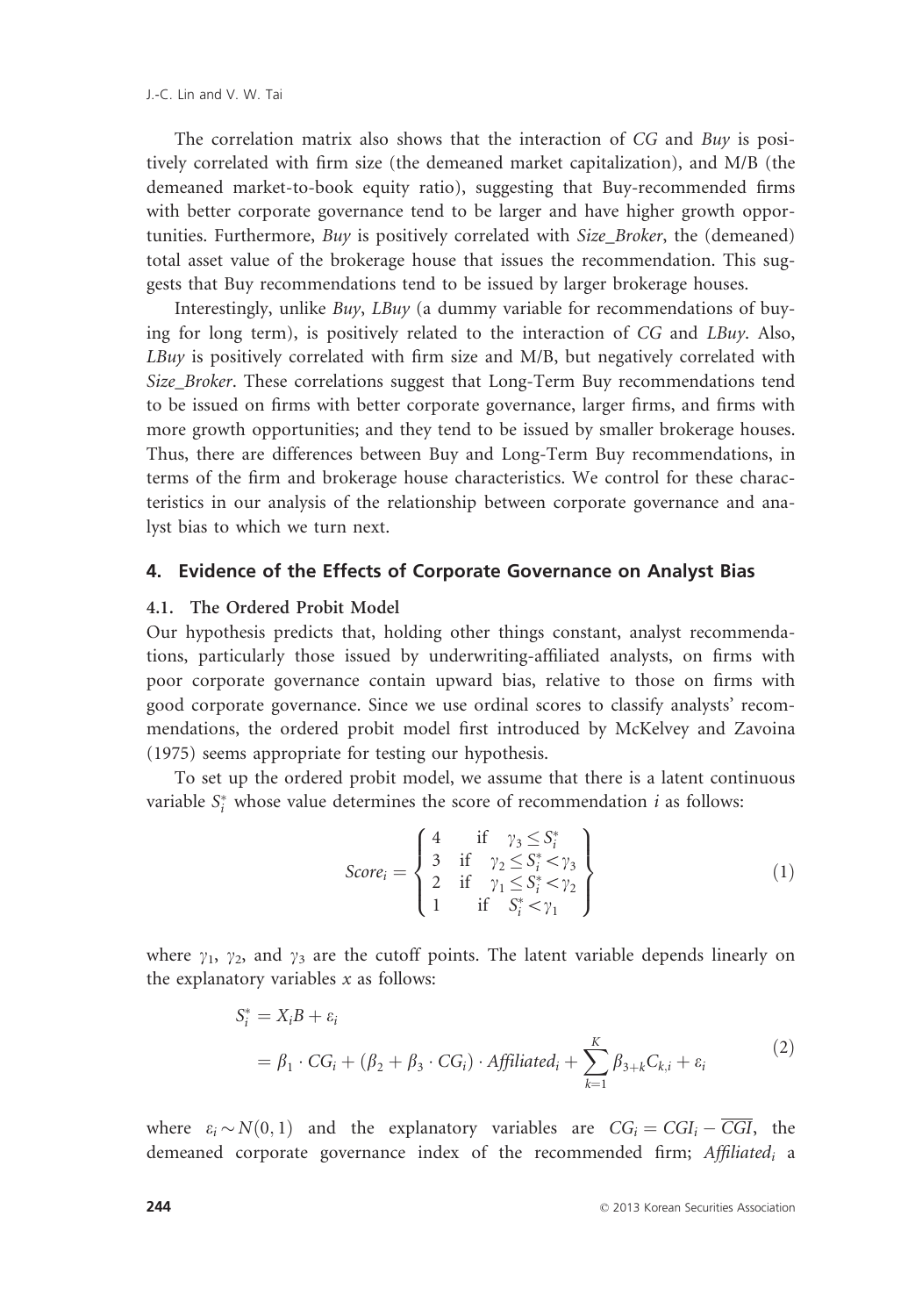The correlation matrix also shows that the interaction of *CG* and *Buy* is positively correlated with firm size (the demeaned market capitalization), and M/B (the demeaned market-to-book equity ratio), suggesting that Buy-recommended firms with better corporate governance tend to be larger and have higher growth opportunities. Furthermore, *Buy* is positively correlated with *Size_Broker*, the (demeaned) total asset value of the brokerage house that issues the recommendation. This suggests that Buy recommendations tend to be issued by larger brokerage houses.

Interestingly, unlike *Buy*, *LBuy* (a dummy variable for recommendations of buying for long term), is positively related to the interaction of *CG* and *LBuy*. Also, *LBuy* is positively correlated with firm size and M/B, but negatively correlated with *Size_Broker*. These correlations suggest that Long-Term Buy recommendations tend to be issued on firms with better corporate governance, larger firms, and firms with more growth opportunities; and they tend to be issued by smaller brokerage houses. Thus, there are differences between Buy and Long-Term Buy recommendations, in terms of the firm and brokerage house characteristics. We control for these characteristics in our analysis of the relationship between corporate governance and analyst bias to which we turn next.

## 4. Evidence of the Effects of Corporate Governance on Analyst Bias

### 4.1. The Ordered Probit Model

Our hypothesis predicts that, holding other things constant, analyst recommendations, particularly those issued by underwriting-affiliated analysts, on firms with poor corporate governance contain upward bias, relative to those on firms with good corporate governance. Since we use ordinal scores to classify analysts' recommendations, the ordered probit model first introduced by McKelvey and Zavoina (1975) seems appropriate for testing our hypothesis.

To set up the ordered probit model, we assume that there is a latent continuous variable $S_i^*$ whose value determines the score of recommendation $i$ as follows:

$$Score_i = \left\{ \begin{array}{lll} 4 & \text{if} & \gamma_3 \leq S_i^* \\ 3 & \text{if} & \gamma_2 \leq S_i^* < \gamma_3 \\ 2 & \text{if} & \gamma_1 \leq S_i^* < \gamma_2 \\ 1 & \text{if} & S_i^* < \gamma_1 \end{array} \right\} \tag{1}$$

where $\gamma_1$, $\gamma_2$, and $\gamma_3$ are the cutoff points. The latent variable depends linearly on the explanatory variables $x$ as follows:

$$\begin{aligned} S_i^* &= X_i B + \varepsilon_i \\ &= \beta_1 \cdot CG_i + (\beta_2 + \beta_3 \cdot CG_i) \cdot Affiliated_i + \sum_{k=1}^{K} \beta_{3+k} C_{k,i} + \varepsilon_i \end{aligned} \tag{2}$$

where $\varepsilon_i \sim N(0,1)$ and the explanatory variables are $CG_i = CGI_i - \overline{CGI}$, the demeaned corporate governance index of the recommended firm; $Affiliated_i$ a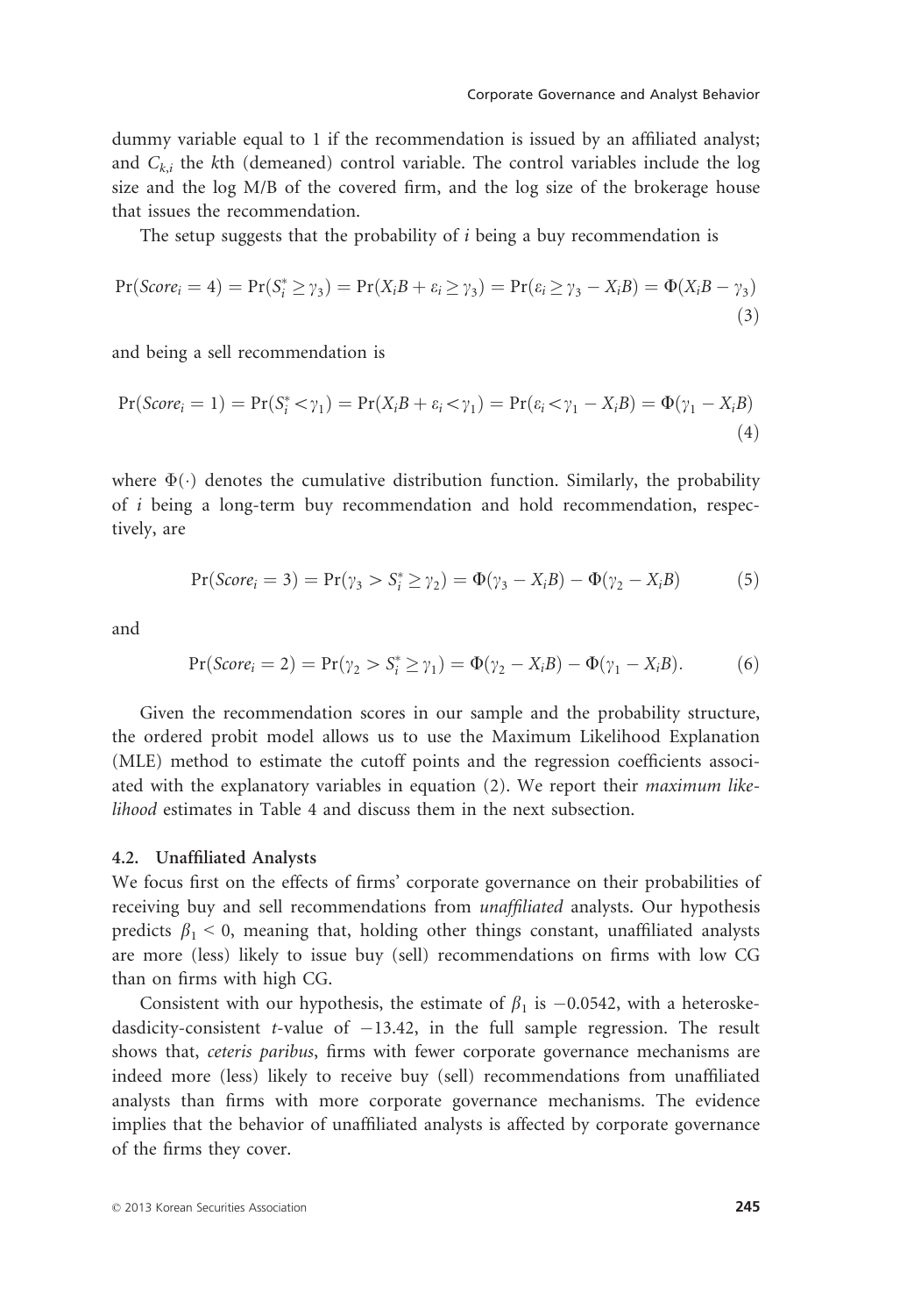dummy variable equal to 1 if the recommendation is issued by an affiliated analyst; and $C_{k,i}$ the $k$th (demeaned) control variable. The control variables include the log size and the log M/B of the covered firm, and the log size of the brokerage house that issues the recommendation.

The setup suggests that the probability of $i$ being a buy recommendation is

$$\Pr(Score_i = 4) = \Pr(S_i^* \geq \gamma_3) = \Pr(X_i B + \varepsilon_i \geq \gamma_3) = \Pr(\varepsilon_i \geq \gamma_3 - X_i B) = \Phi(X_i B - \gamma_3) \tag{3}$$

and being a sell recommendation is

$$\Pr(Score_i = 1) = \Pr(S_i^* < \gamma_1) = \Pr(X_i B + \varepsilon_i < \gamma_1) = \Pr(\varepsilon_i < \gamma_1 - X_i B) = \Phi(\gamma_1 - X_i B) \tag{4}$$

where $\Phi(\cdot)$ denotes the cumulative distribution function. Similarly, the probability of $i$ being a long-term buy recommendation and hold recommendation, respectively, are

$$\Pr(Score_i = 3) = \Pr(\gamma_3 > S_i^* \geq \gamma_2) = \Phi(\gamma_3 - X_i B) - \Phi(\gamma_2 - X_i B) \tag{5}$$

and

$$\Pr(Score_i = 2) = \Pr(\gamma_2 > S_i^* \geq \gamma_1) = \Phi(\gamma_2 - X_i B) - \Phi(\gamma_1 - X_i B). \tag{6}$$

Given the recommendation scores in our sample and the probability structure, the ordered probit model allows us to use the Maximum Likelihood Explanation (MLE) method to estimate the cutoff points and the regression coefficients associated with the explanatory variables in equation (2). We report their *maximum likelihood* estimates in Table 4 and discuss them in the next subsection.

### 4.2. Unaffiliated Analysts

We focus first on the effects of firms' corporate governance on their probabilities of receiving buy and sell recommendations from *unaffiliated* analysts. Our hypothesis predicts $\beta_1 < 0$, meaning that, holding other things constant, unaffiliated analysts are more (less) likely to issue buy (sell) recommendations on firms with low CG than on firms with high CG.

Consistent with our hypothesis, the estimate of $\beta_1$ is $-0.0542$, with a heteroskedasdicity-consistent $t$-value of $-13.42$, in the full sample regression. The result shows that, *ceteris paribus*, firms with fewer corporate governance mechanisms are indeed more (less) likely to receive buy (sell) recommendations from unaffiliated analysts than firms with more corporate governance mechanisms. The evidence implies that the behavior of unaffiliated analysts is affected by corporate governance of the firms they cover.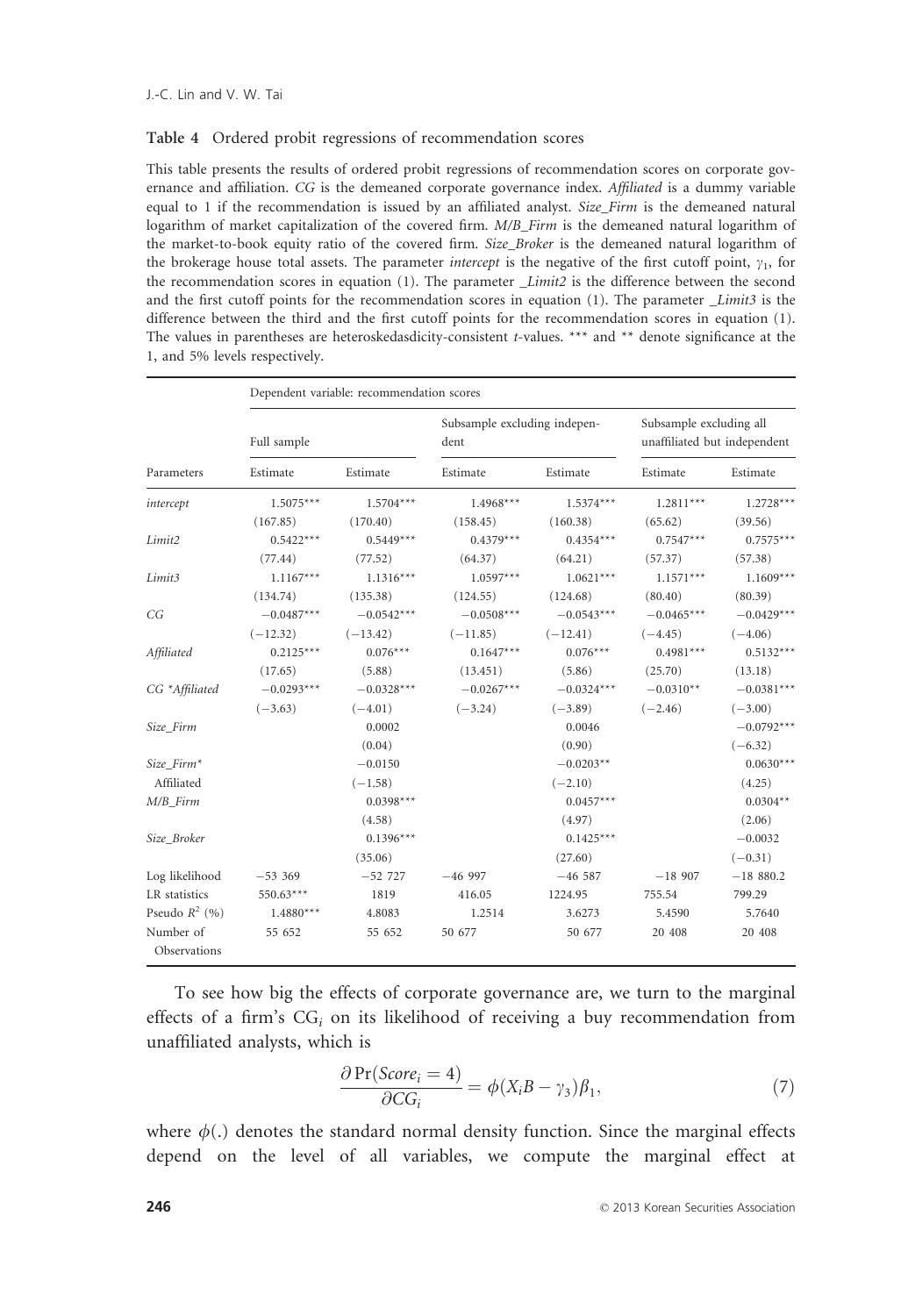**Table 4** Ordered probit regressions of recommendation scores

This table presents the results of ordered probit regressions of recommendation scores on corporate governance and affiliation. *CG* is the demeaned corporate governance index. *Affiliated* is a dummy variable equal to 1 if the recommendation is issued by an affiliated analyst. *Size_Firm* is the demeaned natural logarithm of market capitalization of the covered firm. *M/B_Firm* is the demeaned natural logarithm of the market-to-book equity ratio of the covered firm. *Size_Broker* is the demeaned natural logarithm of the brokerage house total assets. The parameter *intercept* is the negative of the first cutoff point, $\gamma_1$, for the recommendation scores in equation (1). The parameter *_Limit2* is the difference between the second and the first cutoff points for the recommendation scores in equation (1). The parameter *_Limit3* is the difference between the third and the first cutoff points for the recommendation scores in equation (1). The values in parentheses are heteroskedasdicity-consistent *t*-values. *** and ** denote significance at the 1, and 5% levels respectively.

| | Dependent variable: recommendation scores | | | | | |
|---|---|---|---|---|---|---|
| | Full sample | | Subsample excluding independent | | Subsample excluding all unaffiliated but independent | |
| Parameters | Estimate | Estimate | Estimate | Estimate | Estimate | Estimate |
| *intercept* | 1.5075*** | 1.5704*** | 1.4968*** | 1.5374*** | 1.2811*** | 1.2728*** |
| | (167.85) | (170.40) | (158.45) | (160.38) | (65.62) | (39.56) |
| *Limit2* | 0.5422*** | 0.5449*** | 0.4379*** | 0.4354*** | 0.7547*** | 0.7575*** |
| | (77.44) | (77.52) | (64.37) | (64.21) | (57.37) | (57.38) |
| *Limit3* | 1.1167*** | 1.1316*** | 1.0597*** | 1.0621*** | 1.1571*** | 1.1609*** |
| | (134.74) | (135.38) | (124.55) | (124.68) | (80.40) | (80.39) |
| *CG* | −0.0487*** | −0.0542*** | −0.0508*** | −0.0543*** | −0.0465*** | −0.0429*** |
| | (−12.32) | (−13.42) | (−11.85) | (−12.41) | (−4.45) | (−4.06) |
| *Affiliated* | 0.2125*** | 0.076*** | 0.1647*** | 0.076*** | 0.4981*** | 0.5132*** |
| | (17.65) | (5.88) | (13.451) | (5.86) | (25.70) | (13.18) |
| *CG *Affiliated* | −0.0293*** | −0.0328*** | −0.0267*** | −0.0324*** | −0.0310** | −0.0381*** |
| | (−3.63) | (−4.01) | (−3.24) | (−3.89) | (−2.46) | (−3.00) |
| *Size_Firm* | | 0.0002 | | 0.0046 | | −0.0792*** |
| | | (0.04) | | (0.90) | | (−6.32) |
| *Size_Firm** Affiliated | | −0.0150 | | −0.0203** | | 0.0630*** |
| | | (−1.58) | | (−2.10) | | (4.25) |
| *M/B_Firm* | | 0.0398*** | | 0.0457*** | | 0.0304** |
| | | (4.58) | | (4.97) | | (2.06) |
| *Size_Broker* | | 0.1396*** | | 0.1425*** | | −0.0032 |
| | | (35.06) | | (27.60) | | (−0.31) |
| Log likelihood | −53 369 | −52 727 | −46 997 | −46 587 | −18 907 | −18 880.2 |
| LR statistics | 550.63*** | 1819 | 416.05 | 1224.95 | 755.54 | 799.29 |
| Pseudo $R^2$ (%) | 1.4880*** | 4.8083 | 1.2514 | 3.6273 | 5.4590 | 5.7640 |
| Number of Observations | 55 652 | 55 652 | 50 677 | 50 677 | 20 408 | 20 408 |

To see how big the effects of corporate governance are, we turn to the marginal effects of a firm's $CG_i$ on its likelihood of receiving a buy recommendation from unaffiliated analysts, which is

$$\frac{\partial \Pr(Score_i = 4)}{\partial CG_i} = \phi(X_i B - \gamma_3)\beta_1, \tag{7}$$

where $\phi(.)$ denotes the standard normal density function. Since the marginal effects depend on the level of all variables, we compute the marginal effect at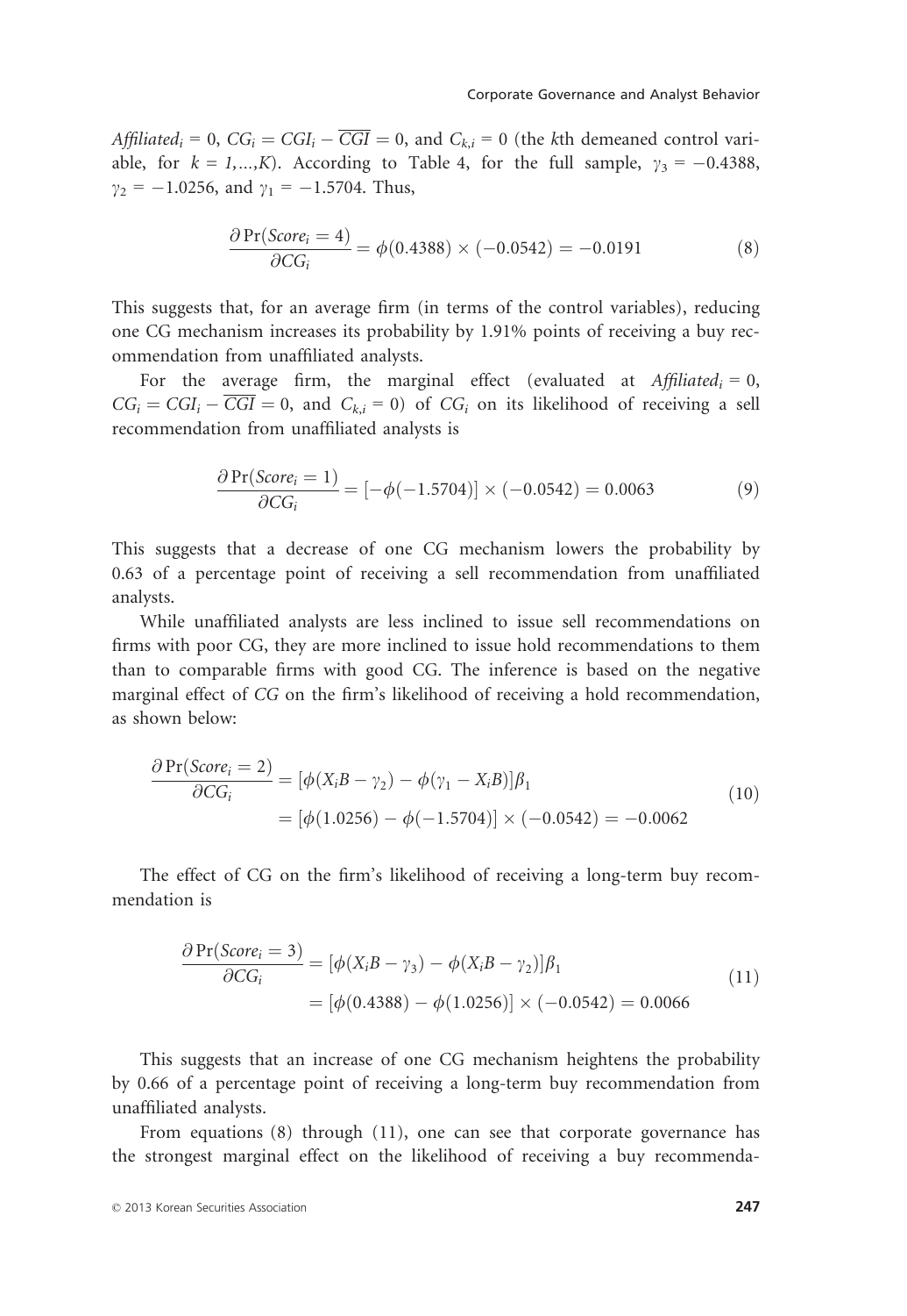$Affiliated_i = 0$, $CG_i = CGI_i - \overline{CGI} = 0$, and $C_{k,i} = 0$ (the $k$th demeaned control variable, for $k = 1,...,K$). According to Table 4, for the full sample, $\gamma_3 = -0.4388$, $\gamma_2 = -1.0256$, and $\gamma_1 = -1.5704$. Thus,

$$\frac{\partial \Pr(Score_i = 4)}{\partial CG_i} = \phi(0.4388) \times (-0.0542) = -0.0191 \tag{8}$$

This suggests that, for an average firm (in terms of the control variables), reducing one CG mechanism increases its probability by 1.91% points of receiving a buy recommendation from unaffiliated analysts.

For the average firm, the marginal effect (evaluated at $Affiliated_i = 0$, $CG_i = CGI_i - \overline{CGI} = 0$, and $C_{k,i} = 0$) of $CG_i$ on its likelihood of receiving a sell recommendation from unaffiliated analysts is

$$\frac{\partial \Pr(Score_i = 1)}{\partial CG_i} = [-\phi(-1.5704)] \times (-0.0542) = 0.0063 \tag{9}$$

This suggests that a decrease of one CG mechanism lowers the probability by 0.63 of a percentage point of receiving a sell recommendation from unaffiliated analysts.

While unaffiliated analysts are less inclined to issue sell recommendations on firms with poor CG, they are more inclined to issue hold recommendations to them than to comparable firms with good CG. The inference is based on the negative marginal effect of *CG* on the firm's likelihood of receiving a hold recommendation, as shown below:

$$\begin{aligned}\frac{\partial \Pr(Score_i = 2)}{\partial CG_i} &= [\phi(X_iB - \gamma_2) - \phi(\gamma_1 - X_iB)]\beta_1 \\ &= [\phi(1.0256) - \phi(-1.5704)] \times (-0.0542) = -0.0062\end{aligned} \tag{10}$$

The effect of CG on the firm's likelihood of receiving a long-term buy recommendation is

$$\begin{aligned}\frac{\partial \Pr(Score_i = 3)}{\partial CG_i} &= [\phi(X_iB - \gamma_3) - \phi(X_iB - \gamma_2)]\beta_1 \\ &= [\phi(0.4388) - \phi(1.0256)] \times (-0.0542) = 0.0066\end{aligned} \tag{11}$$

This suggests that an increase of one CG mechanism heightens the probability by 0.66 of a percentage point of receiving a long-term buy recommendation from unaffiliated analysts.

From equations (8) through (11), one can see that corporate governance has the strongest marginal effect on the likelihood of receiving a buy recommenda-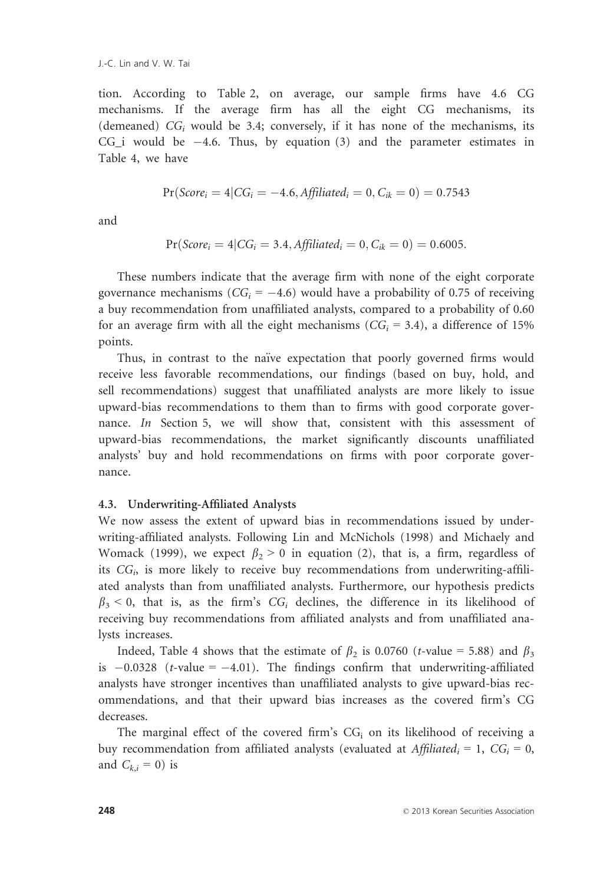tion. According to Table 2, on average, our sample firms have 4.6 CG mechanisms. If the average firm has all the eight CG mechanisms, its (demeaned) $CG_i$ would be 3.4; conversely, if it has none of the mechanisms, its CG_i would be −4.6. Thus, by equation (3) and the parameter estimates in Table 4, we have

$$\Pr(Score_i = 4|CG_i = -4.6, Affiliated_i = 0, C_{ik} = 0) = 0.7543$$

and

$$\Pr(Score_i = 4|CG_i = 3.4, Affiliated_i = 0, C_{ik} = 0) = 0.6005.$$

These numbers indicate that the average firm with none of the eight corporate governance mechanisms ($CG_i = -4.6$) would have a probability of 0.75 of receiving a buy recommendation from unaffiliated analysts, compared to a probability of 0.60 for an average firm with all the eight mechanisms ($CG_i = 3.4$), a difference of 15% points.

Thus, in contrast to the naïve expectation that poorly governed firms would receive less favorable recommendations, our findings (based on buy, hold, and sell recommendations) suggest that unaffiliated analysts are more likely to issue upward-bias recommendations to them than to firms with good corporate governance. *In* Section 5, we will show that, consistent with this assessment of upward-bias recommendations, the market significantly discounts unaffiliated analysts' buy and hold recommendations on firms with poor corporate governance.

### 4.3. Underwriting-Affiliated Analysts

We now assess the extent of upward bias in recommendations issued by underwriting-affiliated analysts. Following Lin and McNichols (1998) and Michaely and Womack (1999), we expect $\beta_2 > 0$ in equation (2), that is, a firm, regardless of its $CG_i$, is more likely to receive buy recommendations from underwriting-affiliated analysts than from unaffiliated analysts. Furthermore, our hypothesis predicts $\beta_3 < 0$, that is, as the firm's $CG_i$ declines, the difference in its likelihood of receiving buy recommendations from affiliated analysts and from unaffiliated analysts increases.

Indeed, Table 4 shows that the estimate of $\beta_2$ is 0.0760 ($t$-value = 5.88) and $\beta_3$ is −0.0328 ($t$-value = −4.01). The findings confirm that underwriting-affiliated analysts have stronger incentives than unaffiliated analysts to give upward-bias recommendations, and that their upward bias increases as the covered firm's CG decreases.

The marginal effect of the covered firm's $CG_i$ on its likelihood of receiving a buy recommendation from affiliated analysts (evaluated at $Affiliated_i = 1$, $CG_i = 0$, and $C_{k,i} = 0$) is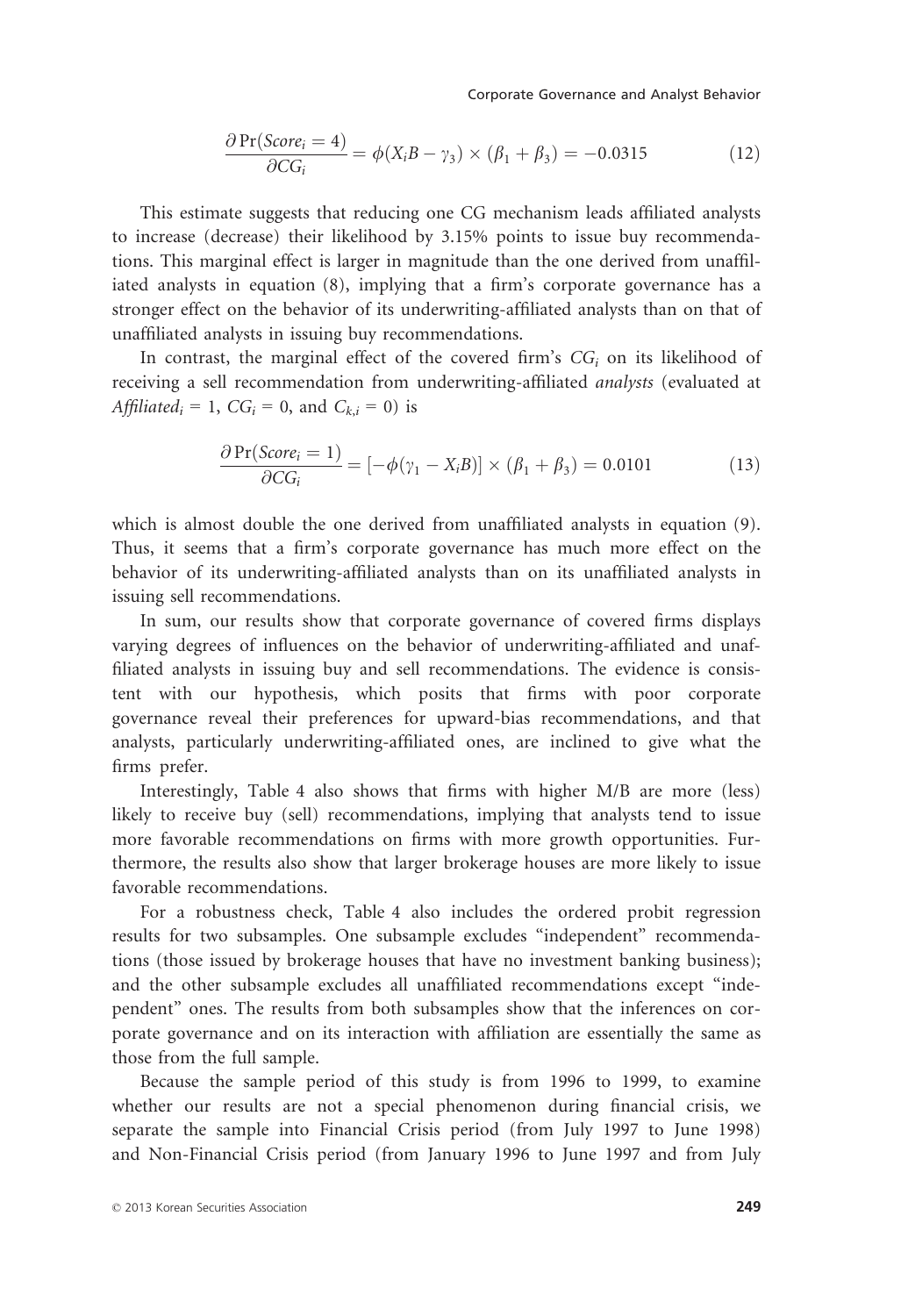$$\frac{\partial \Pr(Score_i = 4)}{\partial CG_i} = \phi(X_i B - \gamma_3) \times (\beta_1 + \beta_3) = -0.0315 \tag{12}$$

This estimate suggests that reducing one CG mechanism leads affiliated analysts to increase (decrease) their likelihood by 3.15% points to issue buy recommendations. This marginal effect is larger in magnitude than the one derived from unaffiliated analysts in equation (8), implying that a firm's corporate governance has a stronger effect on the behavior of its underwriting-affiliated analysts than on that of unaffiliated analysts in issuing buy recommendations.

In contrast, the marginal effect of the covered firm's $CG_i$ on its likelihood of receiving a sell recommendation from underwriting-affiliated *analysts* (evaluated at $Affiliated_i = 1$, $CG_i = 0$, and $C_{k,i} = 0$) is

$$\frac{\partial \Pr(Score_i = 1)}{\partial CG_i} = [-\phi(\gamma_1 - X_i B)] \times (\beta_1 + \beta_3) = 0.0101 \tag{13}$$

which is almost double the one derived from unaffiliated analysts in equation (9). Thus, it seems that a firm's corporate governance has much more effect on the behavior of its underwriting-affiliated analysts than on its unaffiliated analysts in issuing sell recommendations.

In sum, our results show that corporate governance of covered firms displays varying degrees of influences on the behavior of underwriting-affiliated and unaffiliated analysts in issuing buy and sell recommendations. The evidence is consistent with our hypothesis, which posits that firms with poor corporate governance reveal their preferences for upward-bias recommendations, and that analysts, particularly underwriting-affiliated ones, are inclined to give what the firms prefer.

Interestingly, Table 4 also shows that firms with higher M/B are more (less) likely to receive buy (sell) recommendations, implying that analysts tend to issue more favorable recommendations on firms with more growth opportunities. Furthermore, the results also show that larger brokerage houses are more likely to issue favorable recommendations.

For a robustness check, Table 4 also includes the ordered probit regression results for two subsamples. One subsample excludes "independent" recommendations (those issued by brokerage houses that have no investment banking business); and the other subsample excludes all unaffiliated recommendations except "independent" ones. The results from both subsamples show that the inferences on corporate governance and on its interaction with affiliation are essentially the same as those from the full sample.

Because the sample period of this study is from 1996 to 1999, to examine whether our results are not a special phenomenon during financial crisis, we separate the sample into Financial Crisis period (from July 1997 to June 1998) and Non-Financial Crisis period (from January 1996 to June 1997 and from July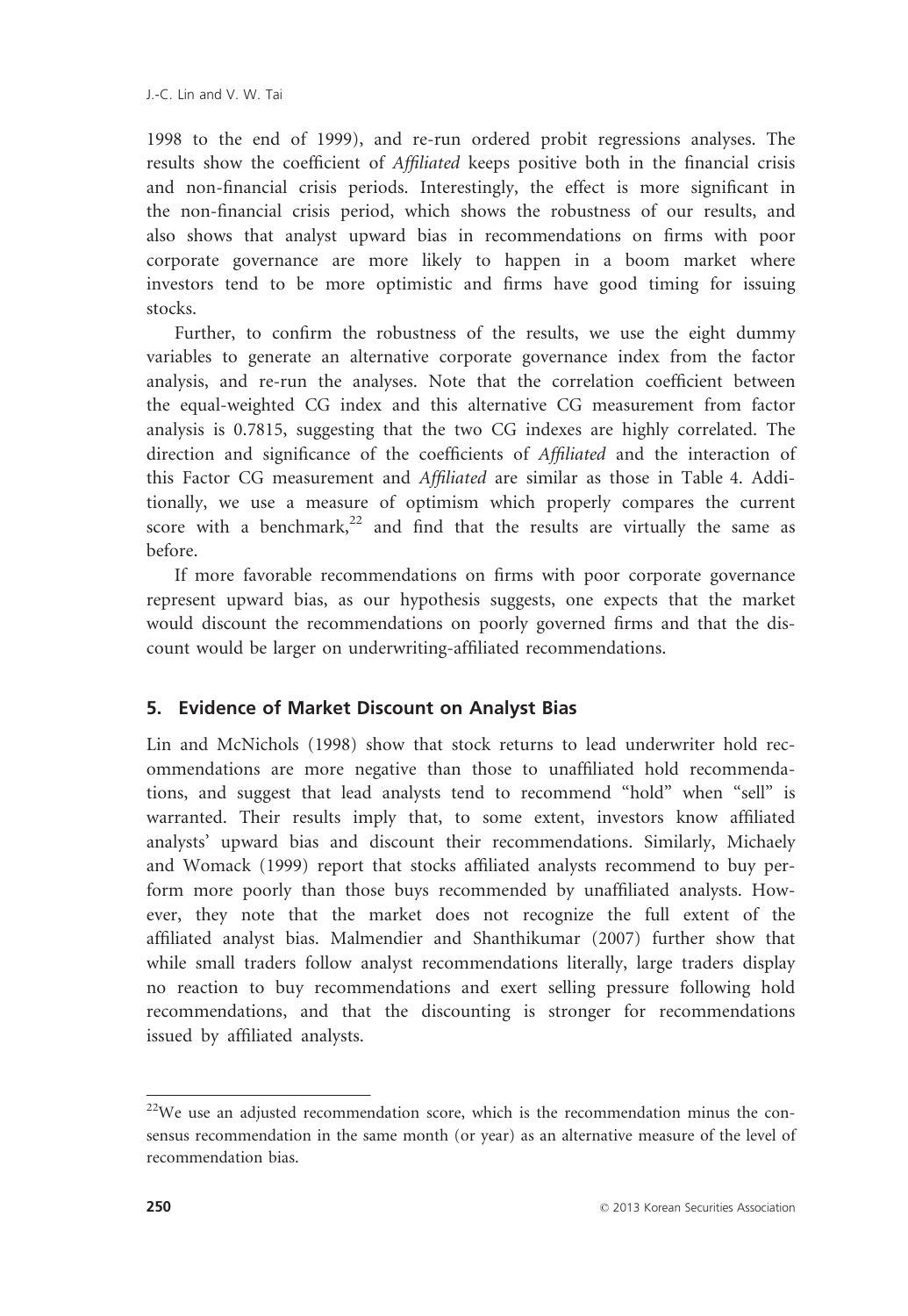1998 to the end of 1999), and re-run ordered probit regressions analyses. The results show the coefficient of *Affiliated* keeps positive both in the financial crisis and non-financial crisis periods. Interestingly, the effect is more significant in the non-financial crisis period, which shows the robustness of our results, and also shows that analyst upward bias in recommendations on firms with poor corporate governance are more likely to happen in a boom market where investors tend to be more optimistic and firms have good timing for issuing stocks.

Further, to confirm the robustness of the results, we use the eight dummy variables to generate an alternative corporate governance index from the factor analysis, and re-run the analyses. Note that the correlation coefficient between the equal-weighted CG index and this alternative CG measurement from factor analysis is 0.7815, suggesting that the two CG indexes are highly correlated. The direction and significance of the coefficients of *Affiliated* and the interaction of this Factor CG measurement and *Affiliated* are similar as those in Table 4. Additionally, we use a measure of optimism which properly compares the current score with a benchmark,[22] and find that the results are virtually the same as before.

If more favorable recommendations on firms with poor corporate governance represent upward bias, as our hypothesis suggests, one expects that the market would discount the recommendations on poorly governed firms and that the discount would be larger on underwriting-affiliated recommendations.

## 5. Evidence of Market Discount on Analyst Bias

Lin and McNichols (1998) show that stock returns to lead underwriter hold recommendations are more negative than those to unaffiliated hold recommendations, and suggest that lead analysts tend to recommend "hold" when "sell" is warranted. Their results imply that, to some extent, investors know affiliated analysts' upward bias and discount their recommendations. Similarly, Michaely and Womack (1999) report that stocks affiliated analysts recommend to buy perform more poorly than those buys recommended by unaffiliated analysts. However, they note that the market does not recognize the full extent of the affiliated analyst bias. Malmendier and Shanthikumar (2007) further show that while small traders follow analyst recommendations literally, large traders display no reaction to buy recommendations and exert selling pressure following hold recommendations, and that the discounting is stronger for recommendations issued by affiliated analysts.

[22]We use an adjusted recommendation score, which is the recommendation minus the consensus recommendation in the same month (or year) as an alternative measure of the level of recommendation bias.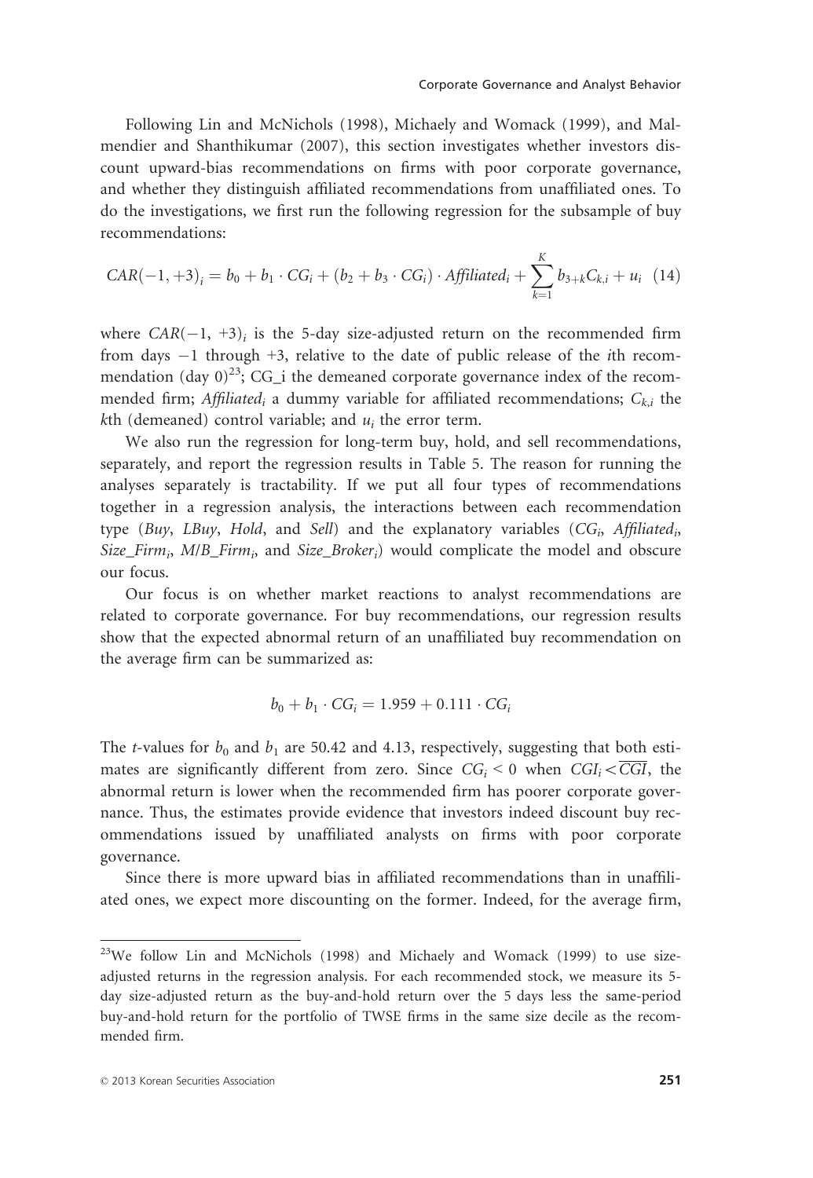Following Lin and McNichols (1998), Michaely and Womack (1999), and Malmendier and Shanthikumar (2007), this section investigates whether investors discount upward-bias recommendations on firms with poor corporate governance, and whether they distinguish affiliated recommendations from unaffiliated ones. To do the investigations, we first run the following regression for the subsample of buy recommendations:

$$CAR(-1,+3)_i = b_0 + b_1 \cdot CG_i + (b_2 + b_3 \cdot CG_i) \cdot Affiliated_i + \sum_{k=1}^{K} b_{3+k} C_{k,i} + u_i \quad (14)$$

where $CAR(-1, +3)_i$ is the 5-day size-adjusted return on the recommended firm from days −1 through +3, relative to the date of public release of the $i$th recommendation (day 0)[23]; CG_i the demeaned corporate governance index of the recommended firm; $Affiliated_i$ a dummy variable for affiliated recommendations; $C_{k,i}$ the $k$th (demeaned) control variable; and $u_i$ the error term.

We also run the regression for long-term buy, hold, and sell recommendations, separately, and report the regression results in Table 5. The reason for running the analyses separately is tractability. If we put all four types of recommendations together in a regression analysis, the interactions between each recommendation type (*Buy*, *LBuy*, *Hold*, and *Sell*) and the explanatory variables ($CG_i$, $Affiliated_i$, $Size\_Firm_i$, $M/B\_Firm_i$, and $Size\_Broker_i$) would complicate the model and obscure our focus.

Our focus is on whether market reactions to analyst recommendations are related to corporate governance. For buy recommendations, our regression results show that the expected abnormal return of an unaffiliated buy recommendation on the average firm can be summarized as:

$$b_0 + b_1 \cdot CG_i = 1.959 + 0.111 \cdot CG_i$$

The $t$-values for $b_0$ and $b_1$ are 50.42 and 4.13, respectively, suggesting that both estimates are significantly different from zero. Since $CG_i < 0$ when $CGI_i < \overline{CGI}$, the abnormal return is lower when the recommended firm has poorer corporate governance. Thus, the estimates provide evidence that investors indeed discount buy recommendations issued by unaffiliated analysts on firms with poor corporate governance.

Since there is more upward bias in affiliated recommendations than in unaffiliated ones, we expect more discounting on the former. Indeed, for the average firm,

[23] We follow Lin and McNichols (1998) and Michaely and Womack (1999) to use size-adjusted returns in the regression analysis. For each recommended stock, we measure its 5-day size-adjusted return as the buy-and-hold return over the 5 days less the same-period buy-and-hold return for the portfolio of TWSE firms in the same size decile as the recommended firm.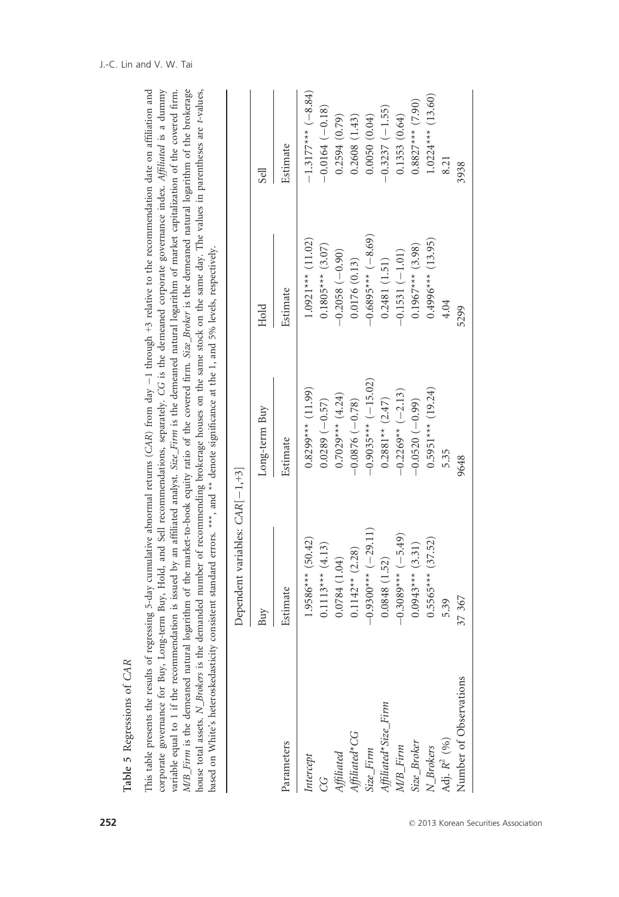**Table 5** Regressions of *CAR*

This table presents the results of regressing 5-day cumulative abnormal returns (*CAR*) from day −1 through +3 relative to the recommendation date on affiliation and corporate governance for Buy, Long-term Buy, Hold, and Sell recommendations, separately. *CG* is the demeaned corporate governance index. *Affiliated* is a dummy variable equal to 1 if the recommendation is issued by an affiliated analyst. *Size_Firm* is the demeaned natural logarithm of market capitalization of the covered firm. *M/B_Firm* is the demeaned natural logarithm of the market-to-book equity ratio of the covered firm. *Size_Broker* is the demeaned natural logarithm of the brokerage house total assets. *N_Brokers* is the demanded number of recommending brokerage houses on the same stock on the same day. The values in parentheses are *t*-values, based on White's heteroskedasticity consistent standard errors. ***, and ** denote significance at the 1, and 5% levels, respectively.

| | Dependent variables: $CAR[-1,+3]$ | | | |
|---|---|---|---|---|
| | Buy | Long-term Buy | Hold | Sell |
| Parameters | Estimate | Estimate | Estimate | Estimate |
| *Intercept* | 1.9586*** (50.42) | 0.8299*** (11.99) | 1.0921*** (11.02) | −1.3177*** (−8.84) |
| *CG* | 0.1113*** (4.13) | 0.0289 (−0.57) | 0.1805*** (3.07) | −0.0164 (−0.18) |
| *Affiliated* | 0.0784 (1.04) | 0.7029*** (4.24) | −0.2058 (−0.90) | 0.2594 (0.79) |
| *Affiliated*CG* | 0.1142** (2.28) | −0.0876 (−0.78) | 0.0176 (0.13) | 0.2608 (1.43) |
| *Size_Firm* | −0.9300*** (−29.11) | −0.9035*** (−15.02) | −0.6895*** (−8.69) | 0.0050 (0.04) |
| *Affiliated*Size_Firm* | 0.0848 (1.52) | 0.2881** (2.47) | 0.2481 (1.51) | −0.3237 (−1.55) |
| *M/B_Firm* | −0.3089*** (−5.49) | −0.2269** (−2.13) | −0.1531 (−1.01) | 0.1353 (0.64) |
| *Size_Broker* | 0.0943*** (3.31) | −0.0520 (−0.99) | 0.1967*** (3.98) | 0.8827*** (7.90) |
| *N_Brokers* | 0.5565*** (37.52) | 0.5951*** (19.24) | 0.4996*** (13.95) | 1.0224*** (13.60) |
| Adj. $R^2$ (%) | 5.39 | 5.35 | 4.04 | 8.21 |
| Number of Observations | 37 367 | 9648 | 5299 | 3938 |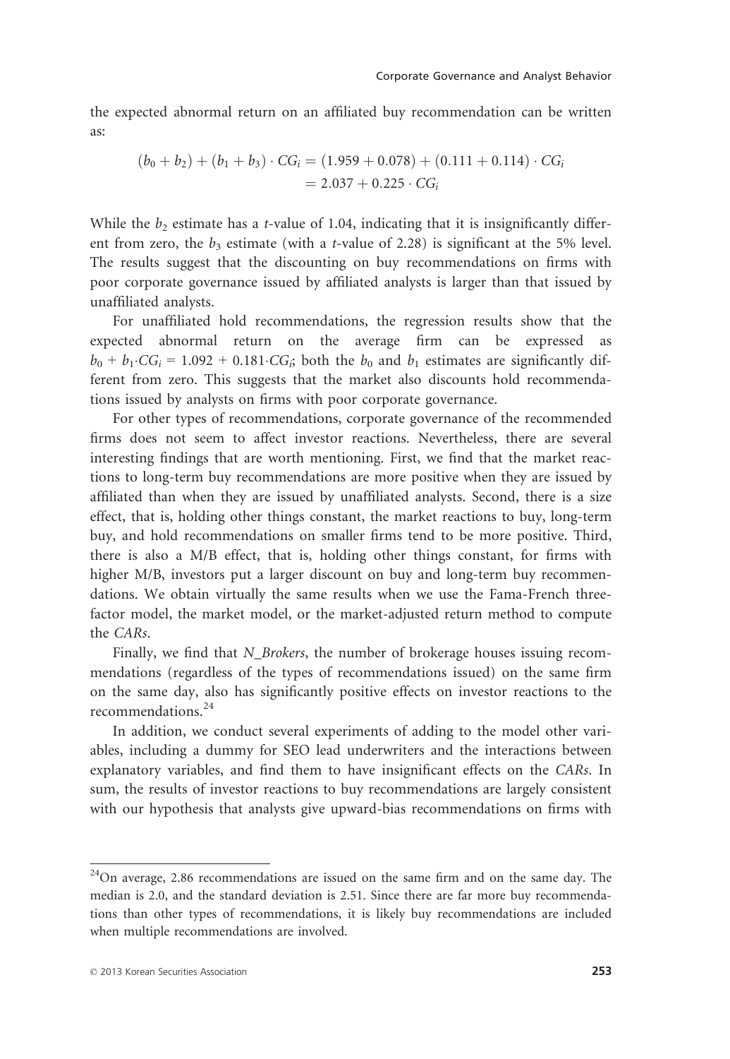the expected abnormal return on an affiliated buy recommendation can be written as:

$$(b_0 + b_2) + (b_1 + b_3) \cdot CG_i = (1.959 + 0.078) + (0.111 + 0.114) \cdot CG_i$$
$$= 2.037 + 0.225 \cdot CG_i$$

While the $b_2$ estimate has a *t*-value of 1.04, indicating that it is insignificantly different from zero, the $b_3$ estimate (with a *t*-value of 2.28) is significant at the 5% level. The results suggest that the discounting on buy recommendations on firms with poor corporate governance issued by affiliated analysts is larger than that issued by unaffiliated analysts.

For unaffiliated hold recommendations, the regression results show that the expected abnormal return on the average firm can be expressed as $b_0 + b_1 \cdot CG_i = 1.092 + 0.181 \cdot CG_i$; both the $b_0$ and $b_1$ estimates are significantly different from zero. This suggests that the market also discounts hold recommendations issued by analysts on firms with poor corporate governance.

For other types of recommendations, corporate governance of the recommended firms does not seem to affect investor reactions. Nevertheless, there are several interesting findings that are worth mentioning. First, we find that the market reactions to long-term buy recommendations are more positive when they are issued by affiliated than when they are issued by unaffiliated analysts. Second, there is a size effect, that is, holding other things constant, the market reactions to buy, long-term buy, and hold recommendations on smaller firms tend to be more positive. Third, there is also a M/B effect, that is, holding other things constant, for firms with higher M/B, investors put a larger discount on buy and long-term buy recommendations. We obtain virtually the same results when we use the Fama-French three-factor model, the market model, or the market-adjusted return method to compute the *CARs*.

Finally, we find that *N_Brokers*, the number of brokerage houses issuing recommendations (regardless of the types of recommendations issued) on the same firm on the same day, also has significantly positive effects on investor reactions to the recommendations.[24]

In addition, we conduct several experiments of adding to the model other variables, including a dummy for SEO lead underwriters and the interactions between explanatory variables, and find them to have insignificant effects on the *CARs*. In sum, the results of investor reactions to buy recommendations are largely consistent with our hypothesis that analysts give upward-bias recommendations on firms with

---

[24]On average, 2.86 recommendations are issued on the same firm and on the same day. The median is 2.0, and the standard deviation is 2.51. Since there are far more buy recommendations than other types of recommendations, it is likely buy recommendations are included when multiple recommendations are involved.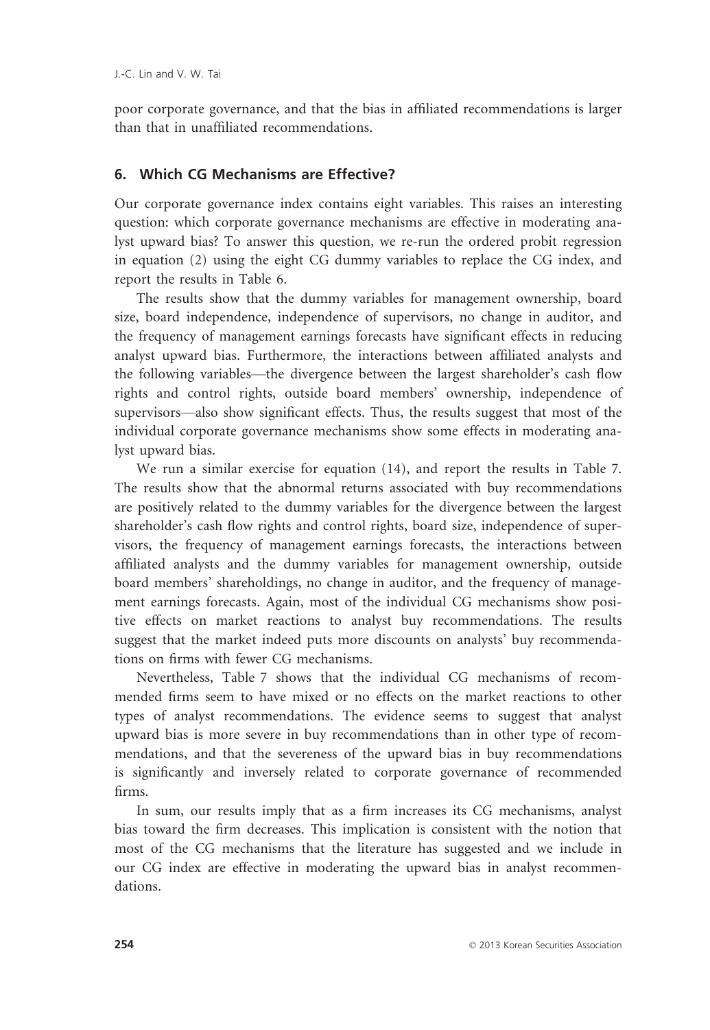poor corporate governance, and that the bias in affiliated recommendations is larger than that in unaffiliated recommendations.

## 6. Which CG Mechanisms are Effective?

Our corporate governance index contains eight variables. This raises an interesting question: which corporate governance mechanisms are effective in moderating analyst upward bias? To answer this question, we re-run the ordered probit regression in equation (2) using the eight CG dummy variables to replace the CG index, and report the results in Table 6.

The results show that the dummy variables for management ownership, board size, board independence, independence of supervisors, no change in auditor, and the frequency of management earnings forecasts have significant effects in reducing analyst upward bias. Furthermore, the interactions between affiliated analysts and the following variables—the divergence between the largest shareholder's cash flow rights and control rights, outside board members' ownership, independence of supervisors—also show significant effects. Thus, the results suggest that most of the individual corporate governance mechanisms show some effects in moderating analyst upward bias.

We run a similar exercise for equation (14), and report the results in Table 7. The results show that the abnormal returns associated with buy recommendations are positively related to the dummy variables for the divergence between the largest shareholder's cash flow rights and control rights, board size, independence of supervisors, the frequency of management earnings forecasts, the interactions between affiliated analysts and the dummy variables for management ownership, outside board members' shareholdings, no change in auditor, and the frequency of management earnings forecasts. Again, most of the individual CG mechanisms show positive effects on market reactions to analyst buy recommendations. The results suggest that the market indeed puts more discounts on analysts' buy recommendations on firms with fewer CG mechanisms.

Nevertheless, Table 7 shows that the individual CG mechanisms of recommended firms seem to have mixed or no effects on the market reactions to other types of analyst recommendations. The evidence seems to suggest that analyst upward bias is more severe in buy recommendations than in other type of recommendations, and that the severeness of the upward bias in buy recommendations is significantly and inversely related to corporate governance of recommended firms.

In sum, our results imply that as a firm increases its CG mechanisms, analyst bias toward the firm decreases. This implication is consistent with the notion that most of the CG mechanisms that the literature has suggested and we include in our CG index are effective in moderating the upward bias in analyst recommendations.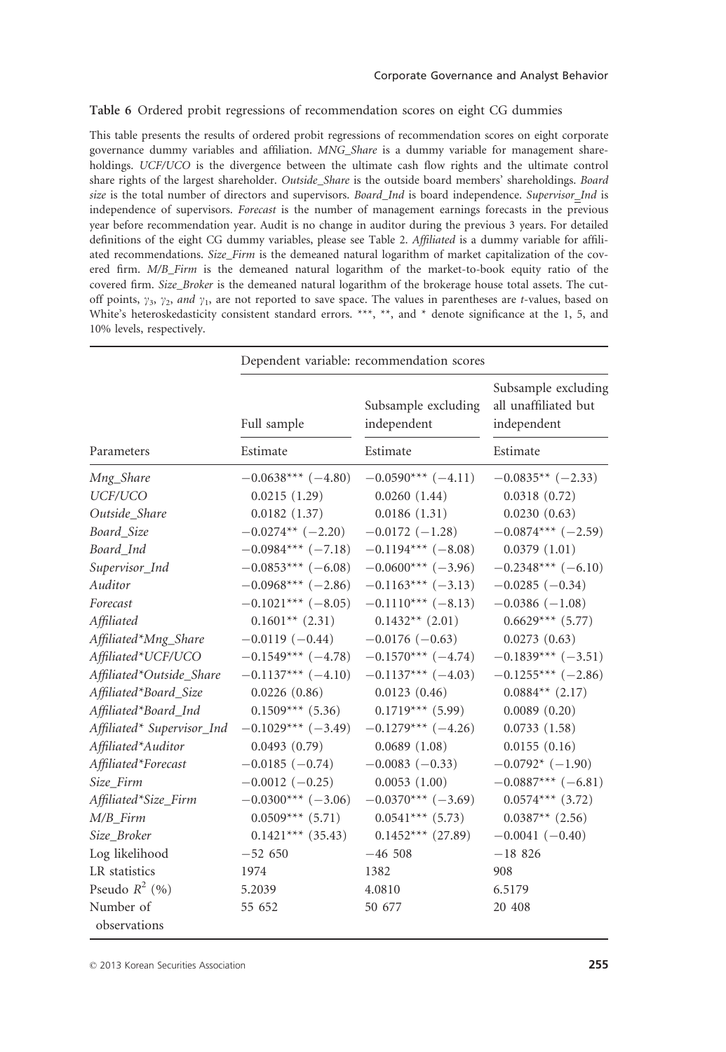**Table 6** Ordered probit regressions of recommendation scores on eight CG dummies

This table presents the results of ordered probit regressions of recommendation scores on eight corporate governance dummy variables and affiliation. *MNG_Share* is a dummy variable for management shareholdings. *UCF/UCO* is the divergence between the ultimate cash flow rights and the ultimate control share rights of the largest shareholder. *Outside_Share* is the outside board members' shareholdings. *Board size* is the total number of directors and supervisors. *Board_Ind* is board independence. *Supervisor_Ind* is independence of supervisors. *Forecast* is the number of management earnings forecasts in the previous year before recommendation year. Audit is no change in auditor during the previous 3 years. For detailed definitions of the eight CG dummy variables, please see Table 2. *Affiliated* is a dummy variable for affiliated recommendations. *Size_Firm* is the demeaned natural logarithm of market capitalization of the covered firm. *M/B_Firm* is the demeaned natural logarithm of the market-to-book equity ratio of the covered firm. *Size_Broker* is the demeaned natural logarithm of the brokerage house total assets. The cutoff points, $\gamma_3$, $\gamma_2$, *and* $\gamma_1$, are not reported to save space. The values in parentheses are *t*-values, based on White's heteroskedasticity consistent standard errors. \*\*\*, \*\*, and \* denote significance at the 1, 5, and 10% levels, respectively.

| | Dependent variable: recommendation scores | | |
|---|---|---|---|
| | Full sample | Subsample excluding independent | Subsample excluding all unaffiliated but independent |
| Parameters | Estimate | Estimate | Estimate |
| *Mng_Share* | −0.0638*** (−4.80) | −0.0590*** (−4.11) | −0.0835** (−2.33) |
| *UCF/UCO* | 0.0215 (1.29) | 0.0260 (1.44) | 0.0318 (0.72) |
| *Outside_Share* | 0.0182 (1.37) | 0.0186 (1.31) | 0.0230 (0.63) |
| *Board_Size* | −0.0274** (−2.20) | −0.0172 (−1.28) | −0.0874*** (−2.59) |
| *Board_Ind* | −0.0984*** (−7.18) | −0.1194*** (−8.08) | 0.0379 (1.01) |
| *Supervisor_Ind* | −0.0853*** (−6.08) | −0.0600*** (−3.96) | −0.2348*** (−6.10) |
| *Auditor* | −0.0968*** (−2.86) | −0.1163*** (−3.13) | −0.0285 (−0.34) |
| *Forecast* | −0.1021*** (−8.05) | −0.1110*** (−8.13) | −0.0386 (−1.08) |
| *Affiliated* | 0.1601** (2.31) | 0.1432** (2.01) | 0.6629*** (5.77) |
| *Affiliated\*Mng_Share* | −0.0119 (−0.44) | −0.0176 (−0.63) | 0.0273 (0.63) |
| *Affiliated\*UCF/UCO* | −0.1549*** (−4.78) | −0.1570*** (−4.74) | −0.1839*** (−3.51) |
| *Affiliated\*Outside_Share* | −0.1137*** (−4.10) | −0.1137*** (−4.03) | −0.1255*** (−2.86) |
| *Affiliated\*Board_Size* | 0.0226 (0.86) | 0.0123 (0.46) | 0.0884** (2.17) |
| *Affiliated\*Board_Ind* | 0.1509*** (5.36) | 0.1719*** (5.99) | 0.0089 (0.20) |
| *Affiliated\* Supervisor_Ind* | −0.1029*** (−3.49) | −0.1279*** (−4.26) | 0.0733 (1.58) |
| *Affiliated\*Auditor* | 0.0493 (0.79) | 0.0689 (1.08) | 0.0155 (0.16) |
| *Affiliated\*Forecast* | −0.0185 (−0.74) | −0.0083 (−0.33) | −0.0792* (−1.90) |
| *Size_Firm* | −0.0012 (−0.25) | 0.0053 (1.00) | −0.0887*** (−6.81) |
| *Affiliated\*Size_Firm* | −0.0300*** (−3.06) | −0.0370*** (−3.69) | 0.0574*** (3.72) |
| *M/B_Firm* | 0.0509*** (5.71) | 0.0541*** (5.73) | 0.0387** (2.56) |
| *Size_Broker* | 0.1421*** (35.43) | 0.1452*** (27.89) | −0.0041 (−0.40) |
| Log likelihood | −52 650 | −46 508 | −18 826 |
| LR statistics | 1974 | 1382 | 908 |
| Pseudo $R^2$ (%) | 5.2039 | 4.0810 | 6.5179 |
| Number of observations | 55 652 | 50 677 | 20 408 |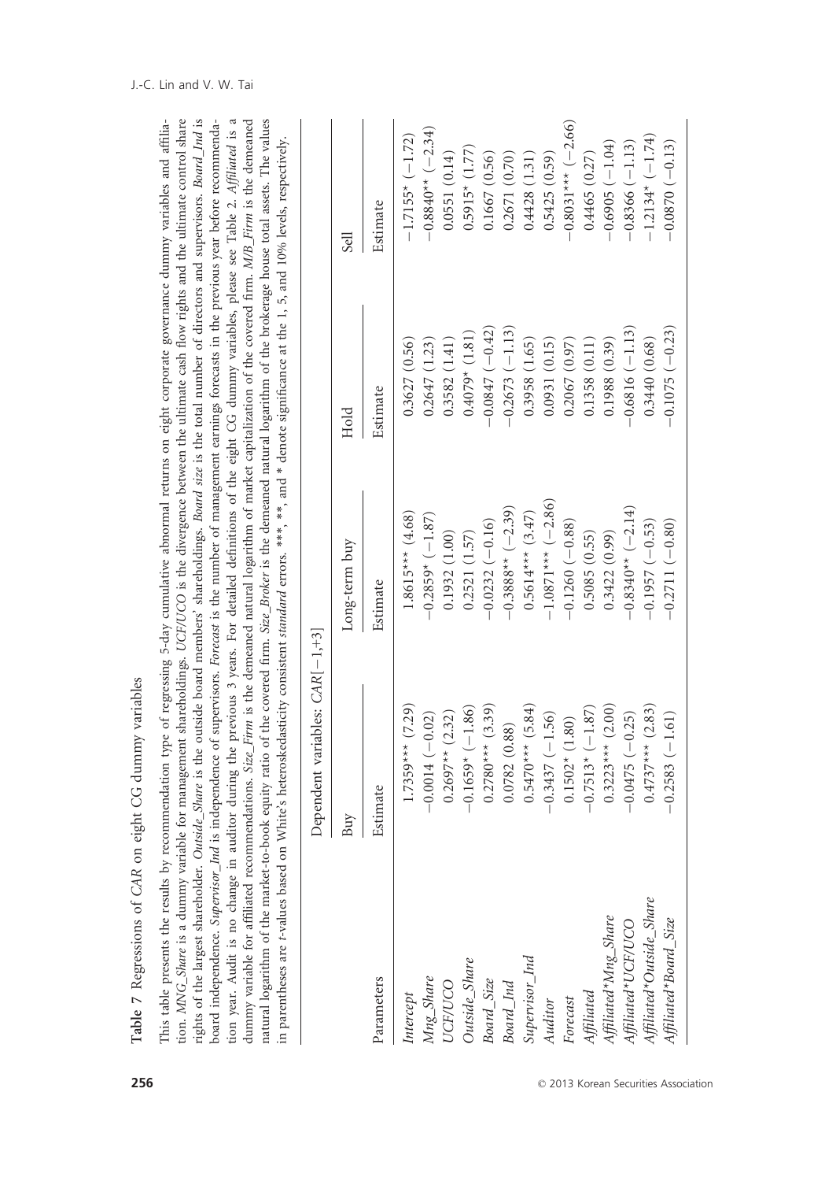**Table 7** Regressions of *CAR* on eight CG dummy variables

This table presents the results by recommendation type of regressing 5-day cumulative abnormal returns on eight corporate governance dummy variables and affiliation. *MNG_Share* is a dummy variable for management shareholdings. *UCF/UCO* is the divergence between the ultimate cash flow rights and the ultimate control share rights of the largest shareholder. *Outside_Share* is the outside board members' shareholdings. *Board size* is the total number of directors and supervisors. *Board_Ind* is board independence. *Supervisor_Ind* is independence of supervisors. *Forecast* is the number of management earnings forecasts in the previous year before recommendation year. Audit is no change in auditor during the previous 3 years. For detailed definitions of the eight CG dummy variables, please see Table 2. *Affiliated* is a dummy variable for affiliated recommendations. *Size_Firm* is the demeaned natural logarithm of market capitalization of the covered firm. *M/B_Firm* is the demeaned natural logarithm of the market-to-book equity ratio of the covered firm. *Size_Broker* is the demeaned natural logarithm of the brokerage house total assets. The values in parentheses are *t*-values based on White's heteroskedasticity consistent *standard* errors. \*\*\*, \*\*, and \* denote significance at the 1, 5, and 10% levels, respectively.

| | Dependent variables: $CAR[-1,+3]$ | | | |
|---|---|---|---|---|
| | Buy | Long-term buy | Hold | Sell |
| Parameters | Estimate | Estimate | Estimate | Estimate |
| *Intercept* | 1.7359\*\*\* (7.29) | 1.8615\*\*\* (4.68) | 0.3627 (0.56) | −1.7155\* (−1.72) |
| *Mng_Share* | −0.0014 (−0.02) | −0.2859\* (−1.87) | 0.2647 (1.23) | −0.8840\*\* (−2.34) |
| *UCF/UCO* | 0.2697\*\* (2.32) | 0.1932 (1.00) | 0.3582 (1.41) | 0.0551 (0.14) |
| *Outside_Share* | −0.1659\* (−1.86) | 0.2521 (1.57) | 0.4079\* (1.81) | 0.5915\* (1.77) |
| *Board_Size* | 0.2780\*\*\* (3.39) | −0.0232 (−0.16) | −0.0847 (−0.42) | 0.1667 (0.56) |
| *Board_Ind* | 0.0782 (0.88) | −0.3888\*\* (−2.39) | −0.2673 (−1.13) | 0.2671 (0.70) |
| *Supervisor_Ind* | 0.5470\*\*\* (5.84) | 0.5614\*\*\* (3.47) | 0.3958 (1.65) | 0.4428 (1.31) |
| *Auditor* | −0.3437 (−1.56) | −1.0871\*\*\* (−2.86) | 0.0931 (0.15) | 0.5425 (0.59) |
| *Forecast* | 0.1502\* (1.80) | −0.1260 (−0.88) | 0.2067 (0.97) | −0.8031\*\*\* (−2.66) |
| *Affiliated* | −0.7513\* (−1.87) | 0.5085 (0.55) | 0.1358 (0.11) | 0.4465 (0.27) |
| *Affiliated\*Mng_Share* | 0.3223\*\*\* (2.00) | 0.3422 (0.99) | 0.1988 (0.39) | −0.6905 (−1.04) |
| *Affiliated\*UCF/UCO* | −0.0475 (−0.25) | −0.8340\*\* (−2.14) | −0.6816 (−1.13) | −0.8366 (−1.13) |
| *Affiliated\*Outside_Share* | 0.4737\*\*\* (2.83) | −0.1957 (−0.53) | 0.3440 (0.68) | −1.2134\* (−1.74) |
| *Affiliated\*Board_Size* | −0.2583 (−1.61) | −0.2711 (−0.80) | −0.1075 (−0.23) | −0.0870 (−0.13) |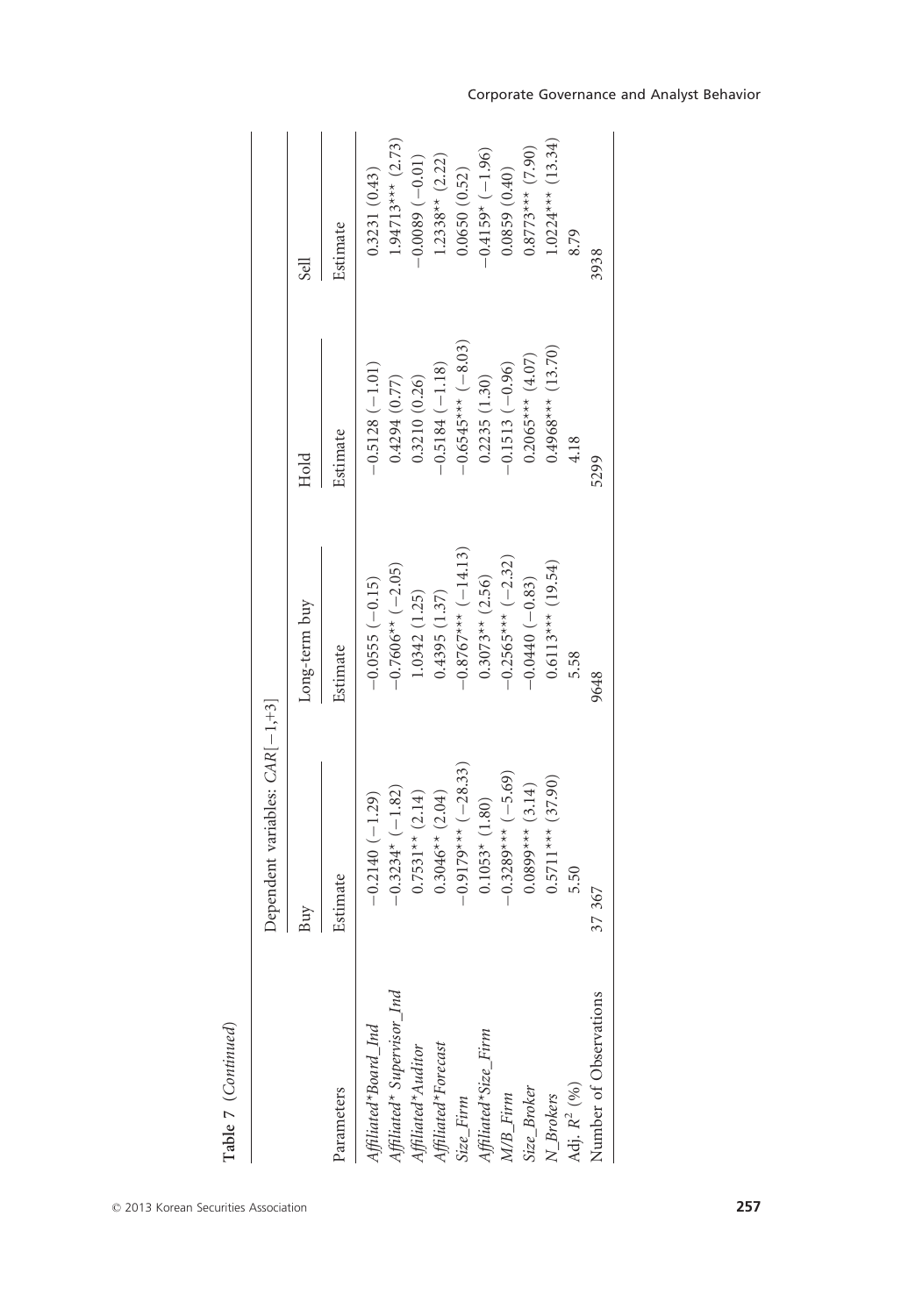**Table 7** (*Continued*)

| Parameters | Dependent variables: *CAR*[−1,+3] | | | |
|---|---|---|---|---|
| | Buy | Long-term buy | Hold | Sell |
| | Estimate | Estimate | Estimate | Estimate |
| *Affiliated*\**Board_Ind* | −0.2140 (−1.29) | −0.0555 (−0.15) | −0.5128 (−1.01) | 0.3231 (0.43) |
| *Affiliated*\* *Supervisor_Ind* | −0.3234\* (−1.82) | −0.7606\*\* (−2.05) | 0.4294 (0.77) | 1.94713\*\*\* (2.73) |
| *Affiliated*\**Auditor* | 0.7531\*\* (2.14) | 1.0342 (1.25) | 0.3210 (0.26) | −0.0089 (−0.01) |
| *Affiliated*\**Forecast* | 0.3046\*\* (2.04) | 0.4395 (1.37) | −0.5184 (−1.18) | 1.2338\*\* (2.22) |
| *Size_Firm* | −0.9179\*\*\* (−28.33) | −0.8767\*\*\* (−14.13) | −0.6545\*\*\* (−8.03) | 0.0650 (0.52) |
| *Affiliated*\**Size_Firm* | 0.1053\* (1.80) | 0.3073\*\* (2.56) | 0.2235 (1.30) | −0.4159\* (−1.96) |
| *M/B_Firm* | −0.3289\*\*\* (−5.69) | −0.2565\*\*\* (−2.32) | −0.1513 (−0.96) | 0.0859 (0.40) |
| *Size_Broker* | 0.0899\*\*\* (3.14) | −0.0440 (−0.83) | 0.2065\*\*\* (4.07) | 0.8773\*\*\* (7.90) |
| *N_Brokers* | 0.5711\*\*\* (37.90) | 0.6113\*\*\* (19.54) | 0.4968\*\*\* (13.70) | 1.0224\*\*\* (13.34) |
| Adj. $R^2$ (%) | 5.50 | 5.58 | 4.18 | 8.79 |
| Number of Observations | 37 367 | 9648 | 5299 | 3938 |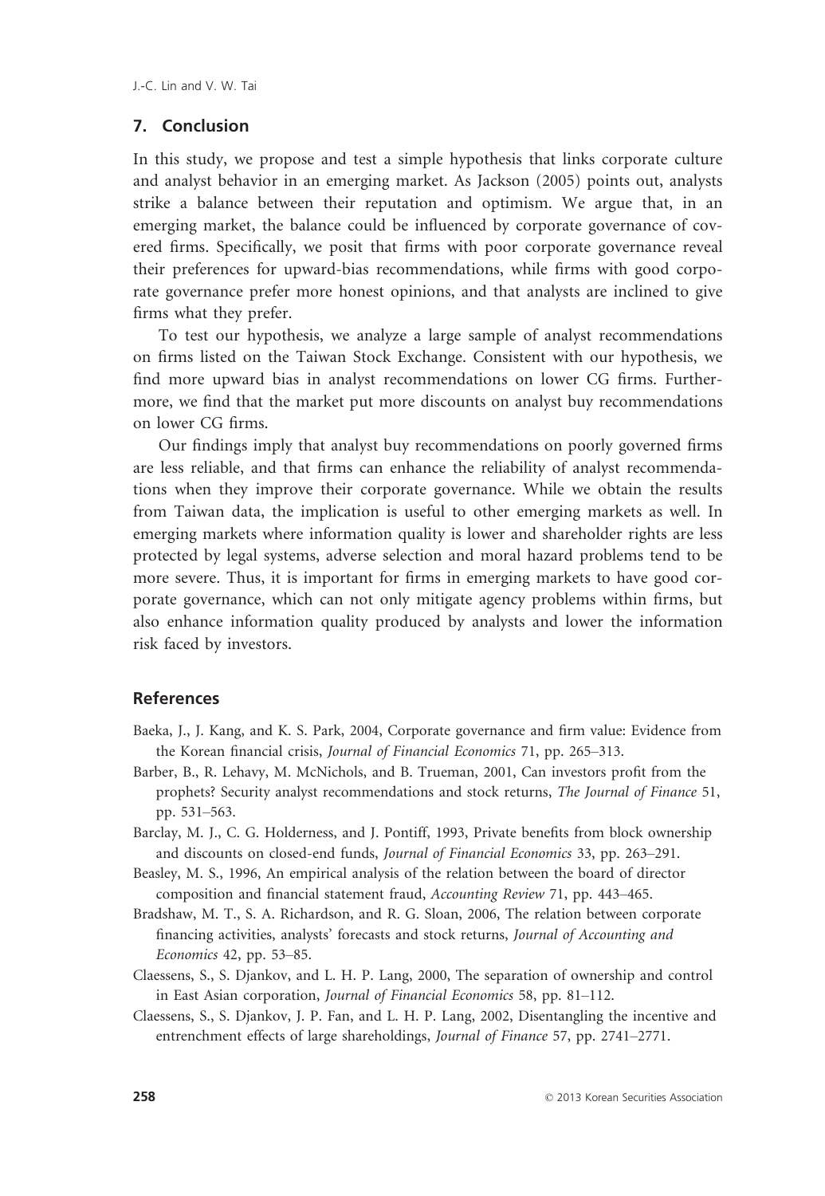## 7. Conclusion

In this study, we propose and test a simple hypothesis that links corporate culture and analyst behavior in an emerging market. As Jackson (2005) points out, analysts strike a balance between their reputation and optimism. We argue that, in an emerging market, the balance could be influenced by corporate governance of covered firms. Specifically, we posit that firms with poor corporate governance reveal their preferences for upward-bias recommendations, while firms with good corporate governance prefer more honest opinions, and that analysts are inclined to give firms what they prefer.

To test our hypothesis, we analyze a large sample of analyst recommendations on firms listed on the Taiwan Stock Exchange. Consistent with our hypothesis, we find more upward bias in analyst recommendations on lower CG firms. Furthermore, we find that the market put more discounts on analyst buy recommendations on lower CG firms.

Our findings imply that analyst buy recommendations on poorly governed firms are less reliable, and that firms can enhance the reliability of analyst recommendations when they improve their corporate governance. While we obtain the results from Taiwan data, the implication is useful to other emerging markets as well. In emerging markets where information quality is lower and shareholder rights are less protected by legal systems, adverse selection and moral hazard problems tend to be more severe. Thus, it is important for firms in emerging markets to have good corporate governance, which can not only mitigate agency problems within firms, but also enhance information quality produced by analysts and lower the information risk faced by investors.

## References

Baeka, J., J. Kang, and K. S. Park, 2004, Corporate governance and firm value: Evidence from the Korean financial crisis, *Journal of Financial Economics* 71, pp. 265–313.

Barber, B., R. Lehavy, M. McNichols, and B. Trueman, 2001, Can investors profit from the prophets? Security analyst recommendations and stock returns, *The Journal of Finance* 51, pp. 531–563.

Barclay, M. J., C. G. Holderness, and J. Pontiff, 1993, Private benefits from block ownership and discounts on closed-end funds, *Journal of Financial Economics* 33, pp. 263–291.

Beasley, M. S., 1996, An empirical analysis of the relation between the board of director composition and financial statement fraud, *Accounting Review* 71, pp. 443–465.

Bradshaw, M. T., S. A. Richardson, and R. G. Sloan, 2006, The relation between corporate financing activities, analysts' forecasts and stock returns, *Journal of Accounting and Economics* 42, pp. 53–85.

Claessens, S., S. Djankov, and L. H. P. Lang, 2000, The separation of ownership and control in East Asian corporation, *Journal of Financial Economics* 58, pp. 81–112.

Claessens, S., S. Djankov, J. P. Fan, and L. H. P. Lang, 2002, Disentangling the incentive and entrenchment effects of large shareholdings, *Journal of Finance* 57, pp. 2741–2771.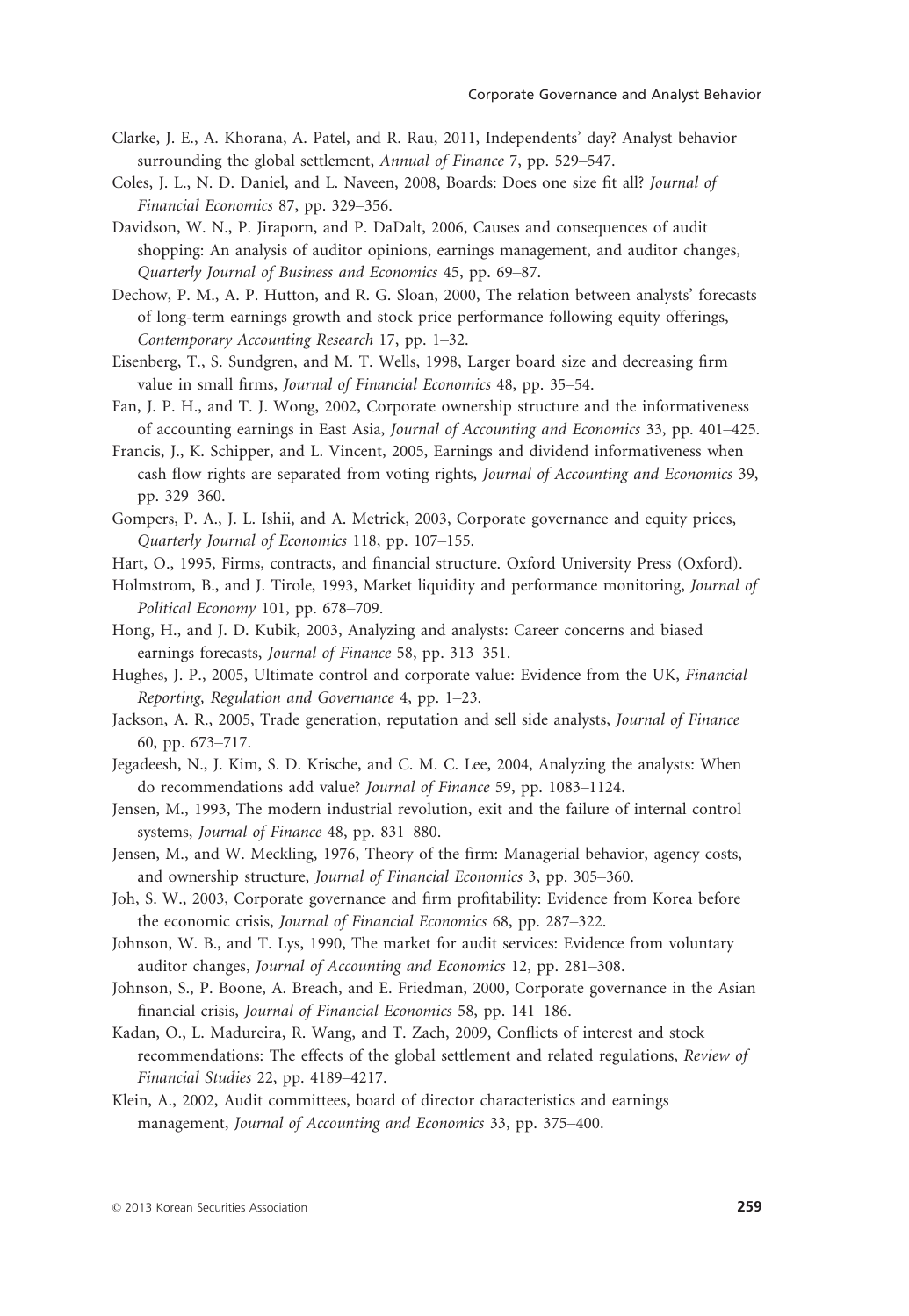Clarke, J. E., A. Khorana, A. Patel, and R. Rau, 2011, Independents' day? Analyst behavior surrounding the global settlement, *Annual of Finance* 7, pp. 529–547.

Coles, J. L., N. D. Daniel, and L. Naveen, 2008, Boards: Does one size fit all? *Journal of Financial Economics* 87, pp. 329–356.

Davidson, W. N., P. Jiraporn, and P. DaDalt, 2006, Causes and consequences of audit shopping: An analysis of auditor opinions, earnings management, and auditor changes, *Quarterly Journal of Business and Economics* 45, pp. 69–87.

Dechow, P. M., A. P. Hutton, and R. G. Sloan, 2000, The relation between analysts' forecasts of long-term earnings growth and stock price performance following equity offerings, *Contemporary Accounting Research* 17, pp. 1–32.

Eisenberg, T., S. Sundgren, and M. T. Wells, 1998, Larger board size and decreasing firm value in small firms, *Journal of Financial Economics* 48, pp. 35–54.

Fan, J. P. H., and T. J. Wong, 2002, Corporate ownership structure and the informativeness of accounting earnings in East Asia, *Journal of Accounting and Economics* 33, pp. 401–425.

Francis, J., K. Schipper, and L. Vincent, 2005, Earnings and dividend informativeness when cash flow rights are separated from voting rights, *Journal of Accounting and Economics* 39, pp. 329–360.

Gompers, P. A., J. L. Ishii, and A. Metrick, 2003, Corporate governance and equity prices, *Quarterly Journal of Economics* 118, pp. 107–155.

Hart, O., 1995, Firms, contracts, and financial structure. Oxford University Press (Oxford).

Holmstrom, B., and J. Tirole, 1993, Market liquidity and performance monitoring, *Journal of Political Economy* 101, pp. 678–709.

Hong, H., and J. D. Kubik, 2003, Analyzing and analysts: Career concerns and biased earnings forecasts, *Journal of Finance* 58, pp. 313–351.

Hughes, J. P., 2005, Ultimate control and corporate value: Evidence from the UK, *Financial Reporting, Regulation and Governance* 4, pp. 1–23.

Jackson, A. R., 2005, Trade generation, reputation and sell side analysts, *Journal of Finance* 60, pp. 673–717.

Jegadeesh, N., J. Kim, S. D. Krische, and C. M. C. Lee, 2004, Analyzing the analysts: When do recommendations add value? *Journal of Finance* 59, pp. 1083–1124.

Jensen, M., 1993, The modern industrial revolution, exit and the failure of internal control systems, *Journal of Finance* 48, pp. 831–880.

Jensen, M., and W. Meckling, 1976, Theory of the firm: Managerial behavior, agency costs, and ownership structure, *Journal of Financial Economics* 3, pp. 305–360.

Joh, S. W., 2003, Corporate governance and firm profitability: Evidence from Korea before the economic crisis, *Journal of Financial Economics* 68, pp. 287–322.

Johnson, W. B., and T. Lys, 1990, The market for audit services: Evidence from voluntary auditor changes, *Journal of Accounting and Economics* 12, pp. 281–308.

Johnson, S., P. Boone, A. Breach, and E. Friedman, 2000, Corporate governance in the Asian financial crisis, *Journal of Financial Economics* 58, pp. 141–186.

Kadan, O., L. Madureira, R. Wang, and T. Zach, 2009, Conflicts of interest and stock recommendations: The effects of the global settlement and related regulations, *Review of Financial Studies* 22, pp. 4189–4217.

Klein, A., 2002, Audit committees, board of director characteristics and earnings management, *Journal of Accounting and Economics* 33, pp. 375–400.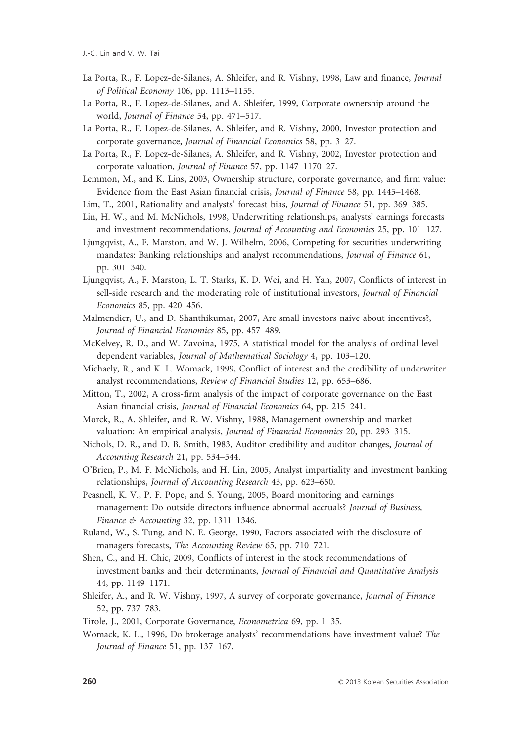La Porta, R., F. Lopez-de-Silanes, A. Shleifer, and R. Vishny, 1998, Law and finance, *Journal of Political Economy* 106, pp. 1113–1155.

La Porta, R., F. Lopez-de-Silanes, and A. Shleifer, 1999, Corporate ownership around the world, *Journal of Finance* 54, pp. 471–517.

La Porta, R., F. Lopez-de-Silanes, A. Shleifer, and R. Vishny, 2000, Investor protection and corporate governance, *Journal of Financial Economics* 58, pp. 3–27.

La Porta, R., F. Lopez-de-Silanes, A. Shleifer, and R. Vishny, 2002, Investor protection and corporate valuation, *Journal of Finance* 57, pp. 1147–1170–27.

Lemmon, M., and K. Lins, 2003, Ownership structure, corporate governance, and firm value: Evidence from the East Asian financial crisis, *Journal of Finance* 58, pp. 1445–1468.

Lim, T., 2001, Rationality and analysts' forecast bias, *Journal of Finance* 51, pp. 369–385.

Lin, H. W., and M. McNichols, 1998, Underwriting relationships, analysts' earnings forecasts and investment recommendations, *Journal of Accounting and Economics* 25, pp. 101–127.

Ljungqvist, A., F. Marston, and W. J. Wilhelm, 2006, Competing for securities underwriting mandates: Banking relationships and analyst recommendations, *Journal of Finance* 61, pp. 301–340.

Ljungqvist, A., F. Marston, L. T. Starks, K. D. Wei, and H. Yan, 2007, Conflicts of interest in sell-side research and the moderating role of institutional investors, *Journal of Financial Economics* 85, pp. 420–456.

Malmendier, U., and D. Shanthikumar, 2007, Are small investors naive about incentives?, *Journal of Financial Economics* 85, pp. 457–489.

McKelvey, R. D., and W. Zavoina, 1975, A statistical model for the analysis of ordinal level dependent variables, *Journal of Mathematical Sociology* 4, pp. 103–120.

Michaely, R., and K. L. Womack, 1999, Conflict of interest and the credibility of underwriter analyst recommendations, *Review of Financial Studies* 12, pp. 653–686.

Mitton, T., 2002, A cross-firm analysis of the impact of corporate governance on the East Asian financial crisis, *Journal of Financial Economics* 64, pp. 215–241.

Morck, R., A. Shleifer, and R. W. Vishny, 1988, Management ownership and market valuation: An empirical analysis, *Journal of Financial Economics* 20, pp. 293–315.

Nichols, D. R., and D. B. Smith, 1983, Auditor credibility and auditor changes, *Journal of Accounting Research* 21, pp. 534–544.

O'Brien, P., M. F. McNichols, and H. Lin, 2005, Analyst impartiality and investment banking relationships, *Journal of Accounting Research* 43, pp. 623–650.

Peasnell, K. V., P. F. Pope, and S. Young, 2005, Board monitoring and earnings management: Do outside directors influence abnormal accruals? *Journal of Business, Finance & Accounting* 32, pp. 1311–1346.

Ruland, W., S. Tung, and N. E. George, 1990, Factors associated with the disclosure of managers forecasts, *The Accounting Review* 65, pp. 710–721.

Shen, C., and H. Chic, 2009, Conflicts of interest in the stock recommendations of investment banks and their determinants, *Journal of Financial and Quantitative Analysis* 44, pp. 1149–1171.

Shleifer, A., and R. W. Vishny, 1997, A survey of corporate governance, *Journal of Finance* 52, pp. 737–783.

Tirole, J., 2001, Corporate Governance, *Econometrica* 69, pp. 1–35.

Womack, K. L., 1996, Do brokerage analysts' recommendations have investment value? *The Journal of Finance* 51, pp. 137–167.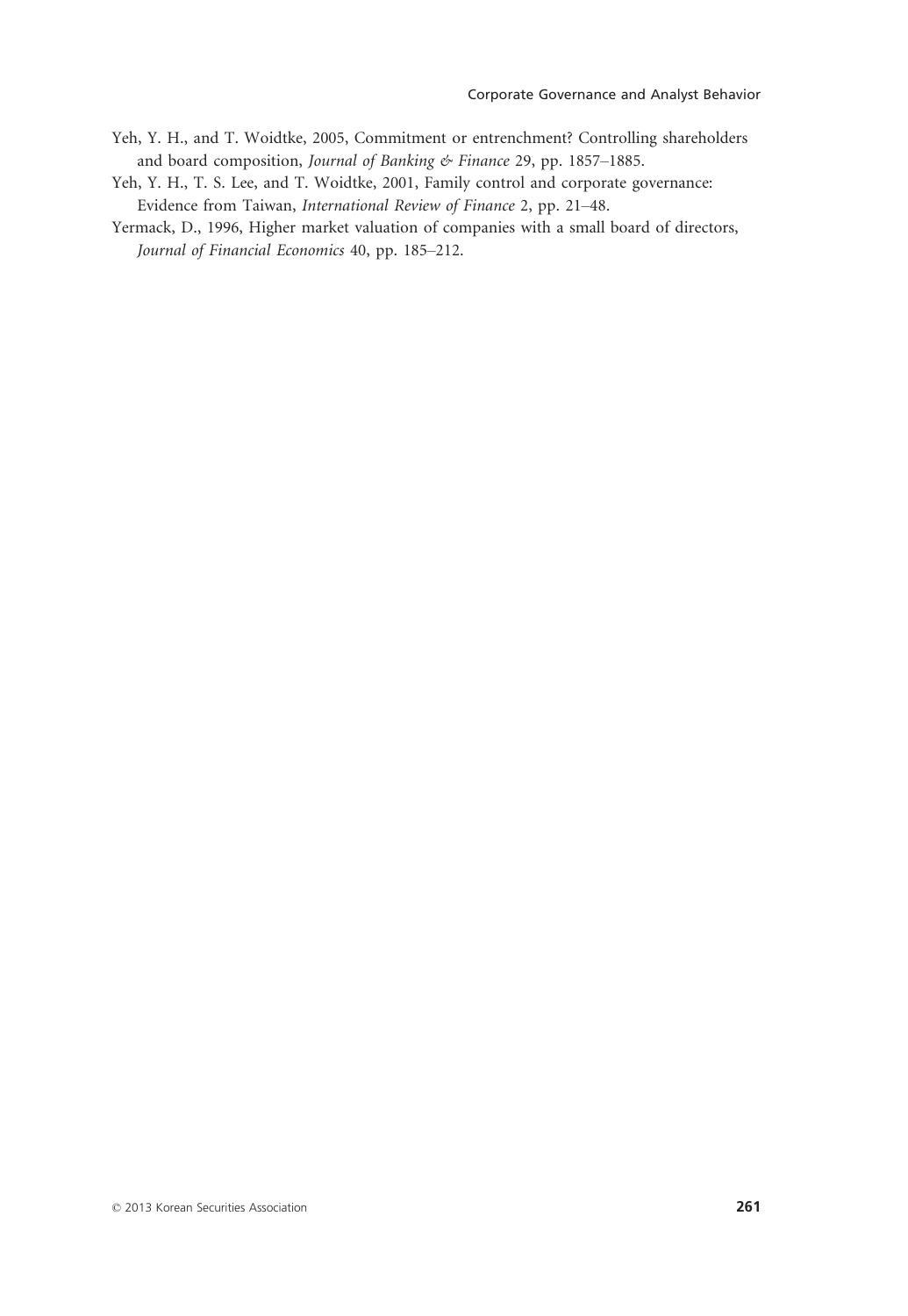Yeh, Y. H., and T. Woidtke, 2005, Commitment or entrenchment? Controlling shareholders and board composition, *Journal of Banking & Finance* 29, pp. 1857–1885.

Yeh, Y. H., T. S. Lee, and T. Woidtke, 2001, Family control and corporate governance: Evidence from Taiwan, *International Review of Finance* 2, pp. 21–48.

Yermack, D., 1996, Higher market valuation of companies with a small board of directors, *Journal of Financial Economics* 40, pp. 185–212.